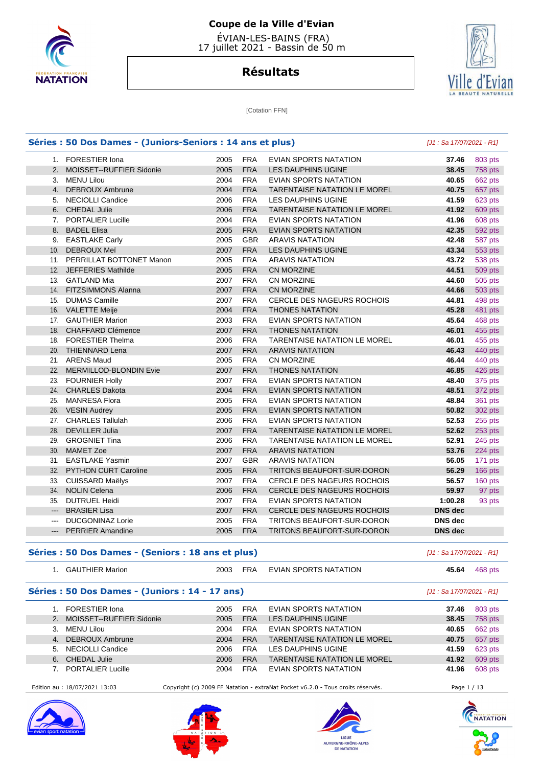# Coupe de la Ville d'Evian

ÉVIAN-LES-BAINS (FRA)
17 juillet 2021 - Bassin de 50 m

## Résultats

[Cotation FFN]

### Séries : 50 Dos Dames - (Juniors-Seniors : 14 ans et plus)

*[J1 : Sa 17/07/2021 - R1]*

| | | | | | | |
|---|---|---|---|---|---|---|
| 1. | FORESTIER Iona | 2005 | FRA | EVIAN SPORTS NATATION | **37.46** | 803 pts |
| 2. | MOISSET--RUFFIER Sidonie | 2005 | FRA | LES DAUPHINS UGINE | **38.45** | 758 pts |
| 3. | MENU Lilou | 2004 | FRA | EVIAN SPORTS NATATION | **40.65** | 662 pts |
| 4. | DEBROUX Ambrune | 2004 | FRA | TARENTAISE NATATION LE MOREL | **40.75** | 657 pts |
| 5. | NECIOLLI Candice | 2006 | FRA | LES DAUPHINS UGINE | **41.59** | 623 pts |
| 6. | CHEDAL Julie | 2006 | FRA | TARENTAISE NATATION LE MOREL | **41.92** | 609 pts |
| 7. | PORTALIER Lucille | 2004 | FRA | EVIAN SPORTS NATATION | **41.96** | 608 pts |
| 8. | BADEL Elisa | 2005 | FRA | EVIAN SPORTS NATATION | **42.35** | 592 pts |
| 9. | EASTLAKE Carly | 2005 | GBR | ARAVIS NATATION | **42.48** | 587 pts |
| 10. | DEBROUX Meï | 2007 | FRA | LES DAUPHINS UGINE | **43.34** | 553 pts |
| 11. | PERRILLAT BOTTONET Manon | 2005 | FRA | ARAVIS NATATION | **43.72** | 538 pts |
| 12. | JEFFERIES Mathilde | 2005 | FRA | CN MORZINE | **44.51** | 509 pts |
| 13. | GATLAND Mia | 2007 | FRA | CN MORZINE | **44.60** | 505 pts |
| 14. | FITZSIMMONS Alanna | 2007 | FRA | CN MORZINE | **44.66** | 503 pts |
| 15. | DUMAS Camille | 2007 | FRA | CERCLE DES NAGEURS ROCHOIS | **44.81** | 498 pts |
| 16. | VALETTE Meije | 2004 | FRA | THONES NATATION | **45.28** | 481 pts |
| 17. | GAUTHIER Marion | 2003 | FRA | EVIAN SPORTS NATATION | **45.64** | 468 pts |
| 18. | CHAFFARD Clémence | 2007 | FRA | THONES NATATION | **46.01** | 455 pts |
| 18. | FORESTIER Thelma | 2006 | FRA | TARENTAISE NATATION LE MOREL | **46.01** | 455 pts |
| 20. | THIENNARD Lena | 2007 | FRA | ARAVIS NATATION | **46.43** | 440 pts |
| 21. | ARENS Maud | 2005 | FRA | CN MORZINE | **46.44** | 440 pts |
| 22. | MERMILLOD-BLONDIN Evie | 2007 | FRA | THONES NATATION | **46.85** | 426 pts |
| 23. | FOURNIER Holly | 2007 | FRA | EVIAN SPORTS NATATION | **48.40** | 375 pts |
| 24. | CHARLES Dakota | 2004 | FRA | EVIAN SPORTS NATATION | **48.51** | 372 pts |
| 25. | MANRESA Flora | 2005 | FRA | EVIAN SPORTS NATATION | **48.84** | 361 pts |
| 26. | VESIN Audrey | 2005 | FRA | EVIAN SPORTS NATATION | **50.82** | 302 pts |
| 27. | CHARLES Tallulah | 2006 | FRA | EVIAN SPORTS NATATION | **52.53** | 255 pts |
| 28. | DEVILLER Julia | 2007 | FRA | TARENTAISE NATATION LE MOREL | **52.62** | 253 pts |
| 29. | GROGNIET Tina | 2006 | FRA | TARENTAISE NATATION LE MOREL | **52.91** | 245 pts |
| 30. | MAMET Zoe | 2007 | FRA | ARAVIS NATATION | **53.76** | 224 pts |
| 31. | EASTLAKE Yasmin | 2007 | GBR | ARAVIS NATATION | **56.05** | 171 pts |
| 32. | PYTHON CURT Caroline | 2005 | FRA | TRITONS BEAUFORT-SUR-DORON | **56.29** | 166 pts |
| 33. | CUISSARD Maëlys | 2007 | FRA | CERCLE DES NAGEURS ROCHOIS | **56.57** | 160 pts |
| 34. | NOLIN Celena | 2006 | FRA | CERCLE DES NAGEURS ROCHOIS | **59.97** | 97 pts |
| 35. | DUTRUEL Heidi | 2007 | FRA | EVIAN SPORTS NATATION | **1:00.28** | 93 pts |
| --- | BRASIER Lisa | 2007 | FRA | CERCLE DES NAGEURS ROCHOIS | **DNS dec** | |
| --- | DUCGONINAZ Lorie | 2005 | FRA | TRITONS BEAUFORT-SUR-DORON | **DNS dec** | |
| --- | PERRIER Amandine | 2005 | FRA | TRITONS BEAUFORT-SUR-DORON | **DNS dec** | |

### Séries : 50 Dos Dames - (Seniors : 18 ans et plus)

*[J1 : Sa 17/07/2021 - R1]*

| | | | | | | |
|---|---|---|---|---|---|---|
| 1. | GAUTHIER Marion | 2003 | FRA | EVIAN SPORTS NATATION | **45.64** | 468 pts |

### Séries : 50 Dos Dames - (Juniors : 14 - 17 ans)

*[J1 : Sa 17/07/2021 - R1]*

| | | | | | | |
|---|---|---|---|---|---|---|
| 1. | FORESTIER Iona | 2005 | FRA | EVIAN SPORTS NATATION | **37.46** | 803 pts |
| 2. | MOISSET--RUFFIER Sidonie | 2005 | FRA | LES DAUPHINS UGINE | **38.45** | 758 pts |
| 3. | MENU Lilou | 2004 | FRA | EVIAN SPORTS NATATION | **40.65** | 662 pts |
| 4. | DEBROUX Ambrune | 2004 | FRA | TARENTAISE NATATION LE MOREL | **40.75** | 657 pts |
| 5. | NECIOLLI Candice | 2006 | FRA | LES DAUPHINS UGINE | **41.59** | 623 pts |
| 6. | CHEDAL Julie | 2006 | FRA | TARENTAISE NATATION LE MOREL | **41.92** | 609 pts |
| 7. | PORTALIER Lucille | 2004 | FRA | EVIAN SPORTS NATATION | **41.96** | 608 pts |

Edition au : 18/07/2021 13:03 — Copyright (c) 2009 FF Natation - extraNat Pocket v6.2.0 - Tous droits réservés.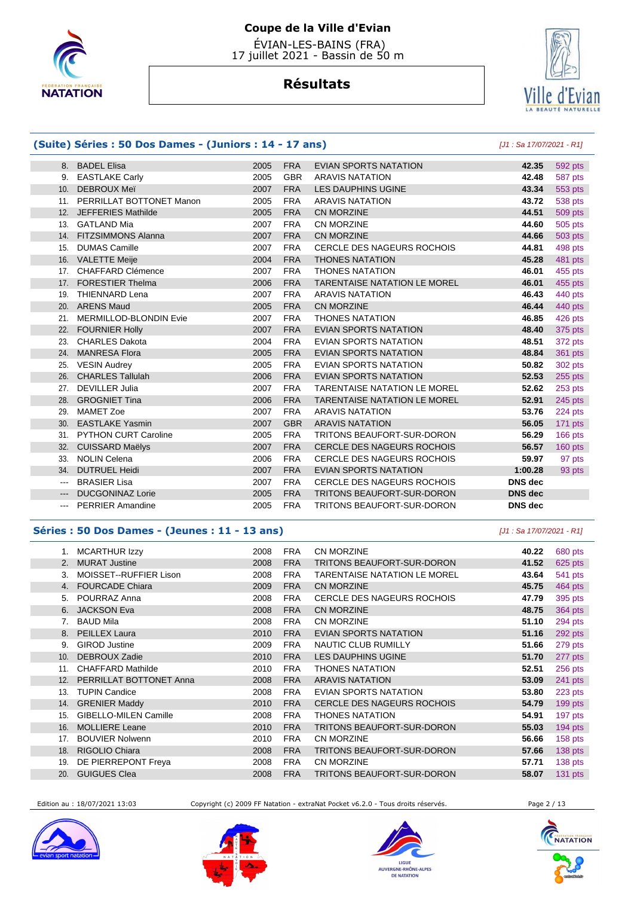# Coupe de la Ville d'Evian

ÉVIAN-LES-BAINS (FRA)
17 juillet 2021 - Bassin de 50 m

## Résultats

### (Suite) Séries : 50 Dos Dames - (Juniors : 14 - 17 ans)

*[J1 : Sa 17/07/2021 - R1]*

| | | | | | | |
|---|---|---|---|---|---|---|
| 8. | BADEL Elisa | 2005 | FRA | EVIAN SPORTS NATATION | 42.35 | 592 pts |
| 9. | EASTLAKE Carly | 2005 | GBR | ARAVIS NATATION | 42.48 | 587 pts |
| 10. | DEBROUX Meï | 2007 | FRA | LES DAUPHINS UGINE | 43.34 | 553 pts |
| 11. | PERRILLAT BOTTONET Manon | 2005 | FRA | ARAVIS NATATION | 43.72 | 538 pts |
| 12. | JEFFERIES Mathilde | 2005 | FRA | CN MORZINE | 44.51 | 509 pts |
| 13. | GATLAND Mia | 2007 | FRA | CN MORZINE | 44.60 | 505 pts |
| 14. | FITZSIMMONS Alanna | 2007 | FRA | CN MORZINE | 44.66 | 503 pts |
| 15. | DUMAS Camille | 2007 | FRA | CERCLE DES NAGEURS ROCHOIS | 44.81 | 498 pts |
| 16. | VALETTE Meije | 2004 | FRA | THONES NATATION | 45.28 | 481 pts |
| 17. | CHAFFARD Clémence | 2007 | FRA | THONES NATATION | 46.01 | 455 pts |
| 17. | FORESTIER Thelma | 2006 | FRA | TARENTAISE NATATION LE MOREL | 46.01 | 455 pts |
| 19. | THIENNARD Lena | 2007 | FRA | ARAVIS NATATION | 46.43 | 440 pts |
| 20. | ARENS Maud | 2005 | FRA | CN MORZINE | 46.44 | 440 pts |
| 21. | MERMILLOD-BLONDIN Evie | 2007 | FRA | THONES NATATION | 46.85 | 426 pts |
| 22. | FOURNIER Holly | 2007 | FRA | EVIAN SPORTS NATATION | 48.40 | 375 pts |
| 23. | CHARLES Dakota | 2004 | FRA | EVIAN SPORTS NATATION | 48.51 | 372 pts |
| 24. | MANRESA Flora | 2005 | FRA | EVIAN SPORTS NATATION | 48.84 | 361 pts |
| 25. | VESIN Audrey | 2005 | FRA | EVIAN SPORTS NATATION | 50.82 | 302 pts |
| 26. | CHARLES Tallulah | 2006 | FRA | EVIAN SPORTS NATATION | 52.53 | 255 pts |
| 27. | DEVILLER Julia | 2007 | FRA | TARENTAISE NATATION LE MOREL | 52.62 | 253 pts |
| 28. | GROGNIET Tina | 2006 | FRA | TARENTAISE NATATION LE MOREL | 52.91 | 245 pts |
| 29. | MAMET Zoe | 2007 | FRA | ARAVIS NATATION | 53.76 | 224 pts |
| 30. | EASTLAKE Yasmin | 2007 | GBR | ARAVIS NATATION | 56.05 | 171 pts |
| 31. | PYTHON CURT Caroline | 2005 | FRA | TRITONS BEAUFORT-SUR-DORON | 56.29 | 166 pts |
| 32. | CUISSARD Maëlys | 2007 | FRA | CERCLE DES NAGEURS ROCHOIS | 56.57 | 160 pts |
| 33. | NOLIN Celena | 2006 | FRA | CERCLE DES NAGEURS ROCHOIS | 59.97 | 97 pts |
| 34. | DUTRUEL Heidi | 2007 | FRA | EVIAN SPORTS NATATION | 1:00.28 | 93 pts |
| --- | BRASIER Lisa | 2007 | FRA | CERCLE DES NAGEURS ROCHOIS | DNS dec | |
| --- | DUCGONINAZ Lorie | 2005 | FRA | TRITONS BEAUFORT-SUR-DORON | DNS dec | |
| --- | PERRIER Amandine | 2005 | FRA | TRITONS BEAUFORT-SUR-DORON | DNS dec | |

### Séries : 50 Dos Dames - (Jeunes : 11 - 13 ans)

*[J1 : Sa 17/07/2021 - R1]*

| | | | | | | |
|---|---|---|---|---|---|---|
| 1. | MCARTHUR Izzy | 2008 | FRA | CN MORZINE | 40.22 | 680 pts |
| 2. | MURAT Justine | 2008 | FRA | TRITONS BEAUFORT-SUR-DORON | 41.52 | 625 pts |
| 3. | MOISSET--RUFFIER Lison | 2008 | FRA | TARENTAISE NATATION LE MOREL | 43.64 | 541 pts |
| 4. | FOURCADE Chiara | 2009 | FRA | CN MORZINE | 45.75 | 464 pts |
| 5. | POURRAZ Anna | 2008 | FRA | CERCLE DES NAGEURS ROCHOIS | 47.79 | 395 pts |
| 6. | JACKSON Eva | 2008 | FRA | CN MORZINE | 48.75 | 364 pts |
| 7. | BAUD Mila | 2008 | FRA | CN MORZINE | 51.10 | 294 pts |
| 8. | PEILLEX Laura | 2010 | FRA | EVIAN SPORTS NATATION | 51.16 | 292 pts |
| 9. | GIROD Justine | 2009 | FRA | NAUTIC CLUB RUMILLY | 51.66 | 279 pts |
| 10. | DEBROUX Zadie | 2010 | FRA | LES DAUPHINS UGINE | 51.70 | 277 pts |
| 11. | CHAFFARD Mathilde | 2010 | FRA | THONES NATATION | 52.51 | 256 pts |
| 12. | PERRILLAT BOTTONET Anna | 2008 | FRA | ARAVIS NATATION | 53.09 | 241 pts |
| 13. | TUPIN Candice | 2008 | FRA | EVIAN SPORTS NATATION | 53.80 | 223 pts |
| 14. | GRENIER Maddy | 2010 | FRA | CERCLE DES NAGEURS ROCHOIS | 54.79 | 199 pts |
| 15. | GIBELLO-MILEN Camille | 2008 | FRA | THONES NATATION | 54.91 | 197 pts |
| 16. | MOLLIERE Leane | 2010 | FRA | TRITONS BEAUFORT-SUR-DORON | 55.03 | 194 pts |
| 17. | BOUVIER Nolwenn | 2010 | FRA | CN MORZINE | 56.66 | 158 pts |
| 18. | RIGOLIO Chiara | 2008 | FRA | TRITONS BEAUFORT-SUR-DORON | 57.66 | 138 pts |
| 19. | DE PIERREPONT Freya | 2008 | FRA | CN MORZINE | 57.71 | 138 pts |
| 20. | GUIGUES Clea | 2008 | FRA | TRITONS BEAUFORT-SUR-DORON | 58.07 | 131 pts |

Edition au : 18/07/2021 13:03 Copyright (c) 2009 FF Natation - extraNat Pocket v6.2.0 - Tous droits réservés.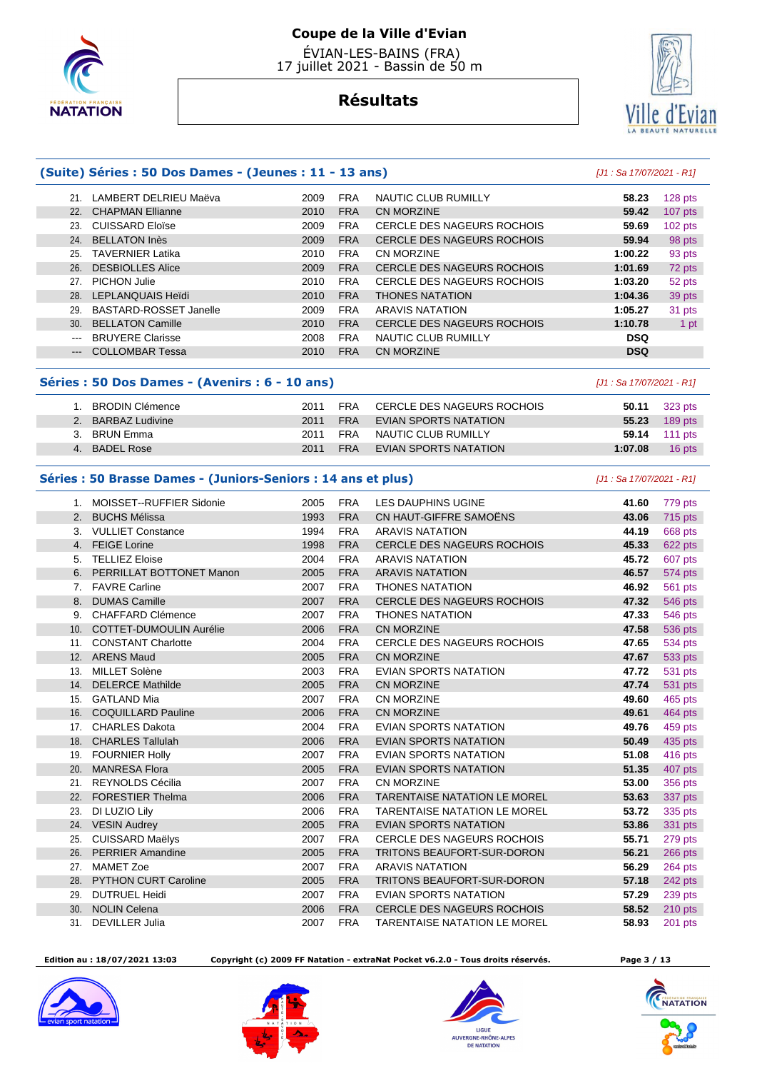# Coupe de la Ville d'Evian

ÉVIAN-LES-BAINS (FRA)
17 juillet 2021 - Bassin de 50 m

## Résultats

### (Suite) Séries : 50 Dos Dames - (Jeunes : 11 - 13 ans)

*[J1 : Sa 17/07/2021 - R1]*

| | | | | | | |
|---|---|---|---|---|---|---|
| 21. | LAMBERT DELRIEU Maëva | 2009 | FRA | NAUTIC CLUB RUMILLY | **58.23** | 128 pts |
| 22. | CHAPMAN Ellianne | 2010 | FRA | CN MORZINE | **59.42** | 107 pts |
| 23. | CUISSARD Eloïse | 2009 | FRA | CERCLE DES NAGEURS ROCHOIS | **59.69** | 102 pts |
| 24. | BELLATON Inès | 2009 | FRA | CERCLE DES NAGEURS ROCHOIS | **59.94** | 98 pts |
| 25. | TAVERNIER Latika | 2010 | FRA | CN MORZINE | **1:00.22** | 93 pts |
| 26. | DESBIOLLES Alice | 2009 | FRA | CERCLE DES NAGEURS ROCHOIS | **1:01.69** | 72 pts |
| 27. | PICHON Julie | 2010 | FRA | CERCLE DES NAGEURS ROCHOIS | **1:03.20** | 52 pts |
| 28. | LEPLANQUAIS Heïdi | 2010 | FRA | THONES NATATION | **1:04.36** | 39 pts |
| 29. | BASTARD-ROSSET Janelle | 2009 | FRA | ARAVIS NATATION | **1:05.27** | 31 pts |
| 30. | BELLATON Camille | 2010 | FRA | CERCLE DES NAGEURS ROCHOIS | **1:10.78** | 1 pt |
| --- | BRUYERE Clarisse | 2008 | FRA | NAUTIC CLUB RUMILLY | **DSQ** | |
| --- | COLLOMBAR Tessa | 2010 | FRA | CN MORZINE | **DSQ** | |

### Séries : 50 Dos Dames - (Avenirs : 6 - 10 ans)

*[J1 : Sa 17/07/2021 - R1]*

| | | | | | | |
|---|---|---|---|---|---|---|
| 1. | BRODIN Clémence | 2011 | FRA | CERCLE DES NAGEURS ROCHOIS | **50.11** | 323 pts |
| 2. | BARBAZ Ludivine | 2011 | FRA | EVIAN SPORTS NATATION | **55.23** | 189 pts |
| 3. | BRUN Emma | 2011 | FRA | NAUTIC CLUB RUMILLY | **59.14** | 111 pts |
| 4. | BADEL Rose | 2011 | FRA | EVIAN SPORTS NATATION | **1:07.08** | 16 pts |

### Séries : 50 Brasse Dames - (Juniors-Seniors : 14 ans et plus)

*[J1 : Sa 17/07/2021 - R1]*

| | | | | | | |
|---|---|---|---|---|---|---|
| 1. | MOISSET--RUFFIER Sidonie | 2005 | FRA | LES DAUPHINS UGINE | **41.60** | 779 pts |
| 2. | BUCHS Mélissa | 1993 | FRA | CN HAUT-GIFFRE SAMOËNS | **43.06** | 715 pts |
| 3. | VULLIET Constance | 1994 | FRA | ARAVIS NATATION | **44.19** | 668 pts |
| 4. | FEIGE Lorine | 1998 | FRA | CERCLE DES NAGEURS ROCHOIS | **45.33** | 622 pts |
| 5. | TELLIEZ Eloise | 2004 | FRA | ARAVIS NATATION | **45.72** | 607 pts |
| 6. | PERRILLAT BOTTONET Manon | 2005 | FRA | ARAVIS NATATION | **46.57** | 574 pts |
| 7. | FAVRE Carline | 2007 | FRA | THONES NATATION | **46.92** | 561 pts |
| 8. | DUMAS Camille | 2007 | FRA | CERCLE DES NAGEURS ROCHOIS | **47.32** | 546 pts |
| 9. | CHAFFARD Clémence | 2007 | FRA | THONES NATATION | **47.33** | 546 pts |
| 10. | COTTET-DUMOULIN Aurélie | 2006 | FRA | CN MORZINE | **47.58** | 536 pts |
| 11. | CONSTANT Charlotte | 2004 | FRA | CERCLE DES NAGEURS ROCHOIS | **47.65** | 534 pts |
| 12. | ARENS Maud | 2005 | FRA | CN MORZINE | **47.67** | 533 pts |
| 13. | MILLET Solène | 2003 | FRA | EVIAN SPORTS NATATION | **47.72** | 531 pts |
| 14. | DELERCE Mathilde | 2005 | FRA | CN MORZINE | **47.74** | 531 pts |
| 15. | GATLAND Mia | 2007 | FRA | CN MORZINE | **49.60** | 465 pts |
| 16. | COQUILLARD Pauline | 2006 | FRA | CN MORZINE | **49.61** | 464 pts |
| 17. | CHARLES Dakota | 2004 | FRA | EVIAN SPORTS NATATION | **49.76** | 459 pts |
| 18. | CHARLES Tallulah | 2006 | FRA | EVIAN SPORTS NATATION | **50.49** | 435 pts |
| 19. | FOURNIER Holly | 2007 | FRA | EVIAN SPORTS NATATION | **51.08** | 416 pts |
| 20. | MANRESA Flora | 2005 | FRA | EVIAN SPORTS NATATION | **51.35** | 407 pts |
| 21. | REYNOLDS Cécilia | 2007 | FRA | CN MORZINE | **53.00** | 356 pts |
| 22. | FORESTIER Thelma | 2006 | FRA | TARENTAISE NATATION LE MOREL | **53.63** | 337 pts |
| 23. | DI LUZIO Lily | 2006 | FRA | TARENTAISE NATATION LE MOREL | **53.72** | 335 pts |
| 24. | VESIN Audrey | 2005 | FRA | EVIAN SPORTS NATATION | **53.86** | 331 pts |
| 25. | CUISSARD Maëlys | 2007 | FRA | CERCLE DES NAGEURS ROCHOIS | **55.71** | 279 pts |
| 26. | PERRIER Amandine | 2005 | FRA | TRITONS BEAUFORT-SUR-DORON | **56.21** | 266 pts |
| 27. | MAMET Zoe | 2007 | FRA | ARAVIS NATATION | **56.29** | 264 pts |
| 28. | PYTHON CURT Caroline | 2005 | FRA | TRITONS BEAUFORT-SUR-DORON | **57.18** | 242 pts |
| 29. | DUTRUEL Heidi | 2007 | FRA | EVIAN SPORTS NATATION | **57.29** | 239 pts |
| 30. | NOLIN Celena | 2006 | FRA | CERCLE DES NAGEURS ROCHOIS | **58.52** | 210 pts |
| 31. | DEVILLER Julia | 2007 | FRA | TARENTAISE NATATION LE MOREL | **58.93** | 201 pts |

**Edition au : 18/07/2021 13:03** **Copyright (c) 2009 FF Natation - extraNat Pocket v6.2.0 - Tous droits réservés.**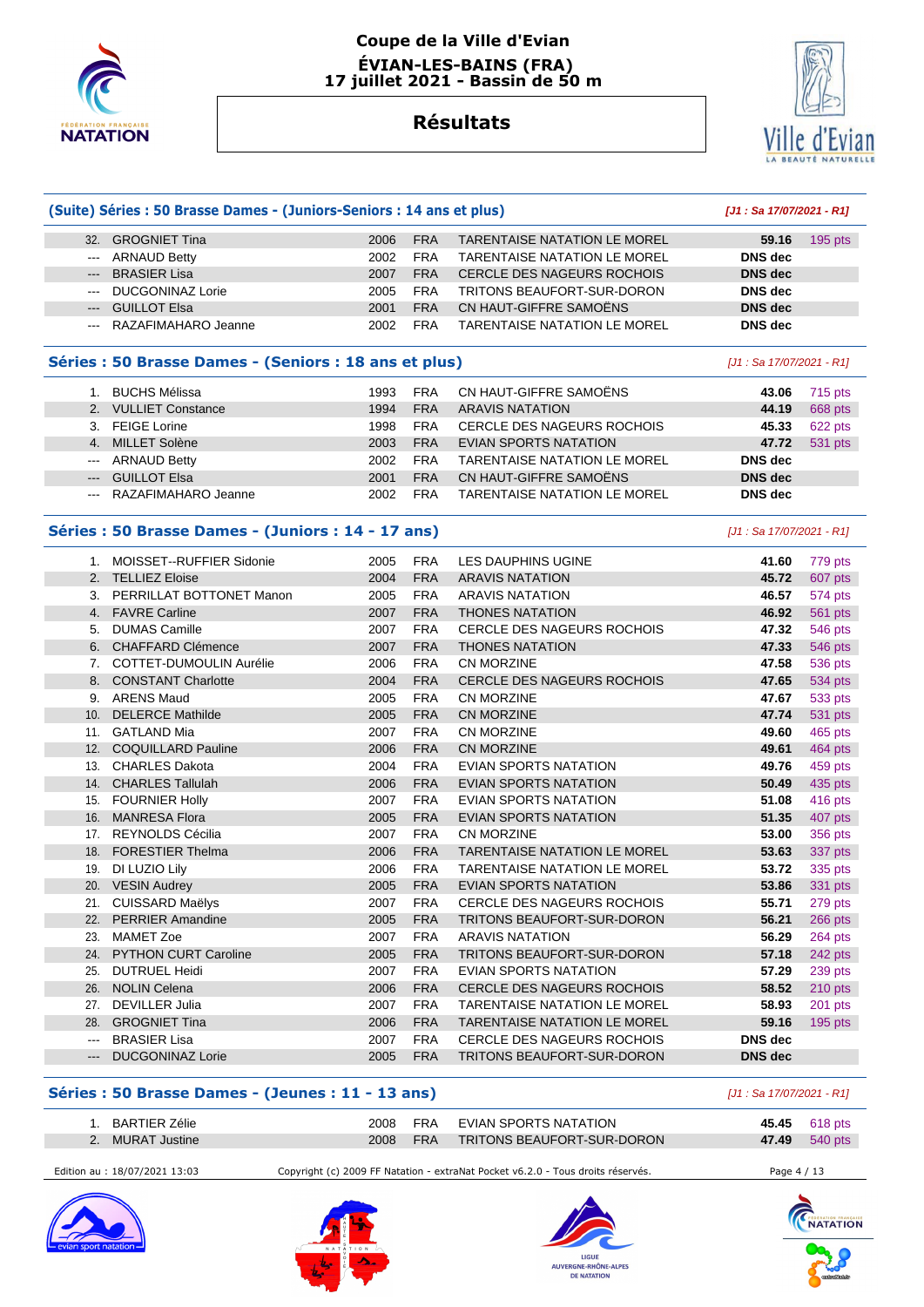# Coupe de la Ville d'Evian

## ÉVIAN-LES-BAINS (FRA)

## 17 juillet 2021 - Bassin de 50 m

## Résultats

### (Suite) Séries : 50 Brasse Dames - (Juniors-Seniors : 14 ans et plus)

*[J1 : Sa 17/07/2021 - R1]*

| | | | | | | |
|---|---|---|---|---|---|---|
| 32. | GROGNIET Tina | 2006 | FRA | TARENTAISE NATATION LE MOREL | **59.16** | 195 pts |
| --- | ARNAUD Betty | 2002 | FRA | TARENTAISE NATATION LE MOREL | **DNS dec** | |
| --- | BRASIER Lisa | 2007 | FRA | CERCLE DES NAGEURS ROCHOIS | **DNS dec** | |
| --- | DUCGONINAZ Lorie | 2005 | FRA | TRITONS BEAUFORT-SUR-DORON | **DNS dec** | |
| --- | GUILLOT Elsa | 2001 | FRA | CN HAUT-GIFFRE SAMOËNS | **DNS dec** | |
| --- | RAZAFIMAHARO Jeanne | 2002 | FRA | TARENTAISE NATATION LE MOREL | **DNS dec** | |

### Séries : 50 Brasse Dames - (Seniors : 18 ans et plus)

*[J1 : Sa 17/07/2021 - R1]*

| | | | | | | |
|---|---|---|---|---|---|---|
| 1. | BUCHS Mélissa | 1993 | FRA | CN HAUT-GIFFRE SAMOËNS | **43.06** | 715 pts |
| 2. | VULLIET Constance | 1994 | FRA | ARAVIS NATATION | **44.19** | 668 pts |
| 3. | FEIGE Lorine | 1998 | FRA | CERCLE DES NAGEURS ROCHOIS | **45.33** | 622 pts |
| 4. | MILLET Solène | 2003 | FRA | EVIAN SPORTS NATATION | **47.72** | 531 pts |
| --- | ARNAUD Betty | 2002 | FRA | TARENTAISE NATATION LE MOREL | **DNS dec** | |
| --- | GUILLOT Elsa | 2001 | FRA | CN HAUT-GIFFRE SAMOËNS | **DNS dec** | |
| --- | RAZAFIMAHARO Jeanne | 2002 | FRA | TARENTAISE NATATION LE MOREL | **DNS dec** | |

### Séries : 50 Brasse Dames - (Juniors : 14 - 17 ans)

*[J1 : Sa 17/07/2021 - R1]*

| | | | | | | |
|---|---|---|---|---|---|---|
| 1. | MOISSET--RUFFIER Sidonie | 2005 | FRA | LES DAUPHINS UGINE | **41.60** | 779 pts |
| 2. | TELLIEZ Eloise | 2004 | FRA | ARAVIS NATATION | **45.72** | 607 pts |
| 3. | PERRILLAT BOTTONET Manon | 2005 | FRA | ARAVIS NATATION | **46.57** | 574 pts |
| 4. | FAVRE Carline | 2007 | FRA | THONES NATATION | **46.92** | 561 pts |
| 5. | DUMAS Camille | 2007 | FRA | CERCLE DES NAGEURS ROCHOIS | **47.32** | 546 pts |
| 6. | CHAFFARD Clémence | 2007 | FRA | THONES NATATION | **47.33** | 546 pts |
| 7. | COTTET-DUMOULIN Aurélie | 2006 | FRA | CN MORZINE | **47.58** | 536 pts |
| 8. | CONSTANT Charlotte | 2004 | FRA | CERCLE DES NAGEURS ROCHOIS | **47.65** | 534 pts |
| 9. | ARENS Maud | 2005 | FRA | CN MORZINE | **47.67** | 533 pts |
| 10. | DELERCE Mathilde | 2005 | FRA | CN MORZINE | **47.74** | 531 pts |
| 11. | GATLAND Mia | 2007 | FRA | CN MORZINE | **49.60** | 465 pts |
| 12. | COQUILLARD Pauline | 2006 | FRA | CN MORZINE | **49.61** | 464 pts |
| 13. | CHARLES Dakota | 2004 | FRA | EVIAN SPORTS NATATION | **49.76** | 459 pts |
| 14. | CHARLES Tallulah | 2006 | FRA | EVIAN SPORTS NATATION | **50.49** | 435 pts |
| 15. | FOURNIER Holly | 2007 | FRA | EVIAN SPORTS NATATION | **51.08** | 416 pts |
| 16. | MANRESA Flora | 2005 | FRA | EVIAN SPORTS NATATION | **51.35** | 407 pts |
| 17. | REYNOLDS Cécilia | 2007 | FRA | CN MORZINE | **53.00** | 356 pts |
| 18. | FORESTIER Thelma | 2006 | FRA | TARENTAISE NATATION LE MOREL | **53.63** | 337 pts |
| 19. | DI LUZIO Lily | 2006 | FRA | TARENTAISE NATATION LE MOREL | **53.72** | 335 pts |
| 20. | VESIN Audrey | 2005 | FRA | EVIAN SPORTS NATATION | **53.86** | 331 pts |
| 21. | CUISSARD Maëlys | 2007 | FRA | CERCLE DES NAGEURS ROCHOIS | **55.71** | 279 pts |
| 22. | PERRIER Amandine | 2005 | FRA | TRITONS BEAUFORT-SUR-DORON | **56.21** | 266 pts |
| 23. | MAMET Zoe | 2007 | FRA | ARAVIS NATATION | **56.29** | 264 pts |
| 24. | PYTHON CURT Caroline | 2005 | FRA | TRITONS BEAUFORT-SUR-DORON | **57.18** | 242 pts |
| 25. | DUTRUEL Heidi | 2007 | FRA | EVIAN SPORTS NATATION | **57.29** | 239 pts |
| 26. | NOLIN Celena | 2006 | FRA | CERCLE DES NAGEURS ROCHOIS | **58.52** | 210 pts |
| 27. | DEVILLER Julia | 2007 | FRA | TARENTAISE NATATION LE MOREL | **58.93** | 201 pts |
| 28. | GROGNIET Tina | 2006 | FRA | TARENTAISE NATATION LE MOREL | **59.16** | 195 pts |
| --- | BRASIER Lisa | 2007 | FRA | CERCLE DES NAGEURS ROCHOIS | **DNS dec** | |
| --- | DUCGONINAZ Lorie | 2005 | FRA | TRITONS BEAUFORT-SUR-DORON | **DNS dec** | |

### Séries : 50 Brasse Dames - (Jeunes : 11 - 13 ans)

*[J1 : Sa 17/07/2021 - R1]*

| | | | | | | |
|---|---|---|---|---|---|---|
| 1. | BARTIER Zélie | 2008 | FRA | EVIAN SPORTS NATATION | **45.45** | 618 pts |
| 2. | MURAT Justine | 2008 | FRA | TRITONS BEAUFORT-SUR-DORON | **47.49** | 540 pts |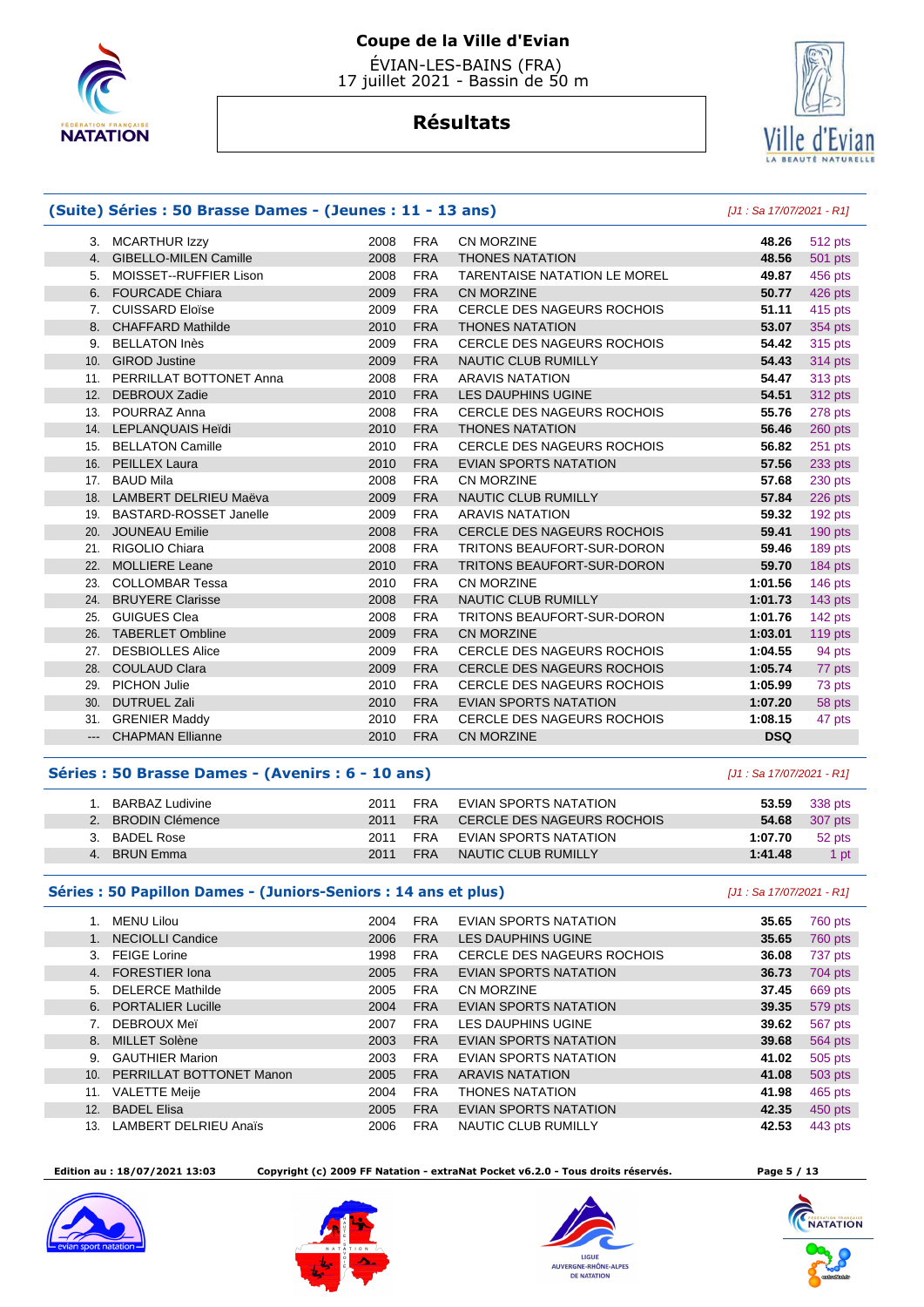# Coupe de la Ville d'Evian

ÉVIAN-LES-BAINS (FRA)
17 juillet 2021 - Bassin de 50 m

## Résultats

### (Suite) Séries : 50 Brasse Dames - (Jeunes : 11 - 13 ans)

*[J1 : Sa 17/07/2021 - R1]*

| | | | | | | |
|---|---|---|---|---|---|---|
| 3. | MCARTHUR Izzy | 2008 | FRA | CN MORZINE | **48.26** | 512 pts |
| 4. | GIBELLO-MILEN Camille | 2008 | FRA | THONES NATATION | **48.56** | 501 pts |
| 5. | MOISSET--RUFFIER Lison | 2008 | FRA | TARENTAISE NATATION LE MOREL | **49.87** | 456 pts |
| 6. | FOURCADE Chiara | 2009 | FRA | CN MORZINE | **50.77** | 426 pts |
| 7. | CUISSARD Eloïse | 2009 | FRA | CERCLE DES NAGEURS ROCHOIS | **51.11** | 415 pts |
| 8. | CHAFFARD Mathilde | 2010 | FRA | THONES NATATION | **53.07** | 354 pts |
| 9. | BELLATON Inès | 2009 | FRA | CERCLE DES NAGEURS ROCHOIS | **54.42** | 315 pts |
| 10. | GIROD Justine | 2009 | FRA | NAUTIC CLUB RUMILLY | **54.43** | 314 pts |
| 11. | PERRILLAT BOTTONET Anna | 2008 | FRA | ARAVIS NATATION | **54.47** | 313 pts |
| 12. | DEBROUX Zadie | 2010 | FRA | LES DAUPHINS UGINE | **54.51** | 312 pts |
| 13. | POURRAZ Anna | 2008 | FRA | CERCLE DES NAGEURS ROCHOIS | **55.76** | 278 pts |
| 14. | LEPLANQUAIS Heïdi | 2010 | FRA | THONES NATATION | **56.46** | 260 pts |
| 15. | BELLATON Camille | 2010 | FRA | CERCLE DES NAGEURS ROCHOIS | **56.82** | 251 pts |
| 16. | PEILLEX Laura | 2010 | FRA | EVIAN SPORTS NATATION | **57.56** | 233 pts |
| 17. | BAUD Mila | 2008 | FRA | CN MORZINE | **57.68** | 230 pts |
| 18. | LAMBERT DELRIEU Maëva | 2009 | FRA | NAUTIC CLUB RUMILLY | **57.84** | 226 pts |
| 19. | BASTARD-ROSSET Janelle | 2009 | FRA | ARAVIS NATATION | **59.32** | 192 pts |
| 20. | JOUNEAU Emilie | 2008 | FRA | CERCLE DES NAGEURS ROCHOIS | **59.41** | 190 pts |
| 21. | RIGOLIO Chiara | 2008 | FRA | TRITONS BEAUFORT-SUR-DORON | **59.46** | 189 pts |
| 22. | MOLLIERE Leane | 2010 | FRA | TRITONS BEAUFORT-SUR-DORON | **59.70** | 184 pts |
| 23. | COLLOMBAR Tessa | 2010 | FRA | CN MORZINE | **1:01.56** | 146 pts |
| 24. | BRUYERE Clarisse | 2008 | FRA | NAUTIC CLUB RUMILLY | **1:01.73** | 143 pts |
| 25. | GUIGUES Clea | 2008 | FRA | TRITONS BEAUFORT-SUR-DORON | **1:01.76** | 142 pts |
| 26. | TABERLET Ombline | 2009 | FRA | CN MORZINE | **1:03.01** | 119 pts |
| 27. | DESBIOLLES Alice | 2009 | FRA | CERCLE DES NAGEURS ROCHOIS | **1:04.55** | 94 pts |
| 28. | COULAUD Clara | 2009 | FRA | CERCLE DES NAGEURS ROCHOIS | **1:05.74** | 77 pts |
| 29. | PICHON Julie | 2010 | FRA | CERCLE DES NAGEURS ROCHOIS | **1:05.99** | 73 pts |
| 30. | DUTRUEL Zali | 2010 | FRA | EVIAN SPORTS NATATION | **1:07.20** | 58 pts |
| 31. | GRENIER Maddy | 2010 | FRA | CERCLE DES NAGEURS ROCHOIS | **1:08.15** | 47 pts |
| --- | CHAPMAN Ellianne | 2010 | FRA | CN MORZINE | **DSQ** | |

### Séries : 50 Brasse Dames - (Avenirs : 6 - 10 ans)

*[J1 : Sa 17/07/2021 - R1]*

| | | | | | | |
|---|---|---|---|---|---|---|
| 1. | BARBAZ Ludivine | 2011 | FRA | EVIAN SPORTS NATATION | **53.59** | 338 pts |
| 2. | BRODIN Clémence | 2011 | FRA | CERCLE DES NAGEURS ROCHOIS | **54.68** | 307 pts |
| 3. | BADEL Rose | 2011 | FRA | EVIAN SPORTS NATATION | **1:07.70** | 52 pts |
| 4. | BRUN Emma | 2011 | FRA | NAUTIC CLUB RUMILLY | **1:41.48** | 1 pt |

### Séries : 50 Papillon Dames - (Juniors-Seniors : 14 ans et plus)

*[J1 : Sa 17/07/2021 - R1]*

| | | | | | | |
|---|---|---|---|---|---|---|
| 1. | MENU Lilou | 2004 | FRA | EVIAN SPORTS NATATION | **35.65** | 760 pts |
| 1. | NECIOLLI Candice | 2006 | FRA | LES DAUPHINS UGINE | **35.65** | 760 pts |
| 3. | FEIGE Lorine | 1998 | FRA | CERCLE DES NAGEURS ROCHOIS | **36.08** | 737 pts |
| 4. | FORESTIER Iona | 2005 | FRA | EVIAN SPORTS NATATION | **36.73** | 704 pts |
| 5. | DELERCE Mathilde | 2005 | FRA | CN MORZINE | **37.45** | 669 pts |
| 6. | PORTALIER Lucille | 2004 | FRA | EVIAN SPORTS NATATION | **39.35** | 579 pts |
| 7. | DEBROUX Meï | 2007 | FRA | LES DAUPHINS UGINE | **39.62** | 567 pts |
| 8. | MILLET Solène | 2003 | FRA | EVIAN SPORTS NATATION | **39.68** | 564 pts |
| 9. | GAUTHIER Marion | 2003 | FRA | EVIAN SPORTS NATATION | **41.02** | 505 pts |
| 10. | PERRILLAT BOTTONET Manon | 2005 | FRA | ARAVIS NATATION | **41.08** | 503 pts |
| 11. | VALETTE Meije | 2004 | FRA | THONES NATATION | **41.98** | 465 pts |
| 12. | BADEL Elisa | 2005 | FRA | EVIAN SPORTS NATATION | **42.35** | 450 pts |
| 13. | LAMBERT DELRIEU Anaïs | 2006 | FRA | NAUTIC CLUB RUMILLY | **42.53** | 443 pts |

**Edition au : 18/07/2021 13:03** **Copyright (c) 2009 FF Natation - extraNat Pocket v6.2.0 - Tous droits réservés.**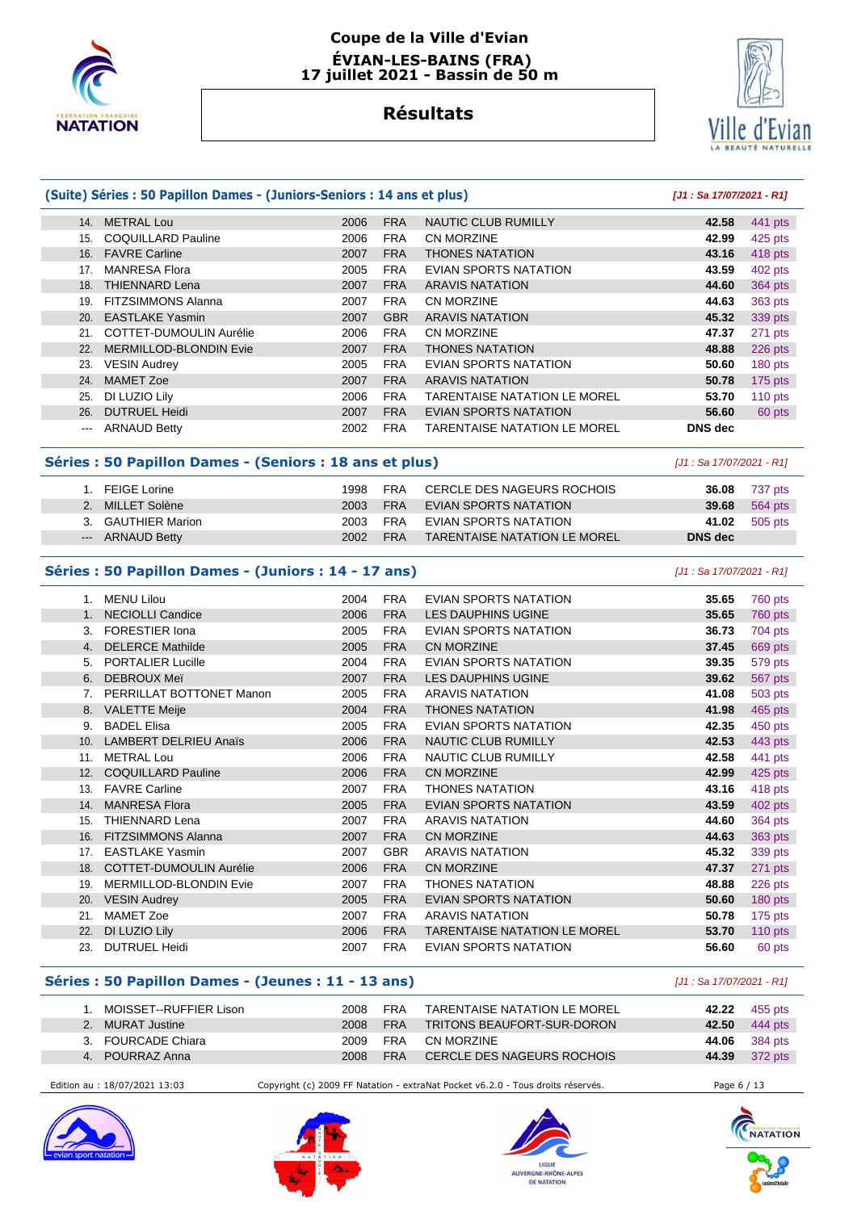# Coupe de la Ville d'Evian
## ÉVIAN-LES-BAINS (FRA)
## 17 juillet 2021 - Bassin de 50 m

## Résultats

### (Suite) Séries : 50 Papillon Dames - (Juniors-Seniors : 14 ans et plus)

*[J1 : Sa 17/07/2021 - R1]*

| | | | | | | |
|---|---|---|---|---|---|---|
| 14. | METRAL Lou | 2006 | FRA | NAUTIC CLUB RUMILLY | **42.58** | 441 pts |
| 15. | COQUILLARD Pauline | 2006 | FRA | CN MORZINE | **42.99** | 425 pts |
| 16. | FAVRE Carline | 2007 | FRA | THONES NATATION | **43.16** | 418 pts |
| 17. | MANRESA Flora | 2005 | FRA | EVIAN SPORTS NATATION | **43.59** | 402 pts |
| 18. | THIENNARD Lena | 2007 | FRA | ARAVIS NATATION | **44.60** | 364 pts |
| 19. | FITZSIMMONS Alanna | 2007 | FRA | CN MORZINE | **44.63** | 363 pts |
| 20. | EASTLAKE Yasmin | 2007 | GBR | ARAVIS NATATION | **45.32** | 339 pts |
| 21. | COTTET-DUMOULIN Aurélie | 2006 | FRA | CN MORZINE | **47.37** | 271 pts |
| 22. | MERMILLOD-BLONDIN Evie | 2007 | FRA | THONES NATATION | **48.88** | 226 pts |
| 23. | VESIN Audrey | 2005 | FRA | EVIAN SPORTS NATATION | **50.60** | 180 pts |
| 24. | MAMET Zoe | 2007 | FRA | ARAVIS NATATION | **50.78** | 175 pts |
| 25. | DI LUZIO Lily | 2006 | FRA | TARENTAISE NATATION LE MOREL | **53.70** | 110 pts |
| 26. | DUTRUEL Heidi | 2007 | FRA | EVIAN SPORTS NATATION | **56.60** | 60 pts |
| --- | ARNAUD Betty | 2002 | FRA | TARENTAISE NATATION LE MOREL | **DNS dec** | |

### Séries : 50 Papillon Dames - (Seniors : 18 ans et plus)

*[J1 : Sa 17/07/2021 - R1]*

| | | | | | | |
|---|---|---|---|---|---|---|
| 1. | FEIGE Lorine | 1998 | FRA | CERCLE DES NAGEURS ROCHOIS | **36.08** | 737 pts |
| 2. | MILLET Solène | 2003 | FRA | EVIAN SPORTS NATATION | **39.68** | 564 pts |
| 3. | GAUTHIER Marion | 2003 | FRA | EVIAN SPORTS NATATION | **41.02** | 505 pts |
| --- | ARNAUD Betty | 2002 | FRA | TARENTAISE NATATION LE MOREL | **DNS dec** | |

### Séries : 50 Papillon Dames - (Juniors : 14 - 17 ans)

*[J1 : Sa 17/07/2021 - R1]*

| | | | | | | |
|---|---|---|---|---|---|---|
| 1. | MENU Lilou | 2004 | FRA | EVIAN SPORTS NATATION | **35.65** | 760 pts |
| 1. | NECIOLLI Candice | 2006 | FRA | LES DAUPHINS UGINE | **35.65** | 760 pts |
| 3. | FORESTIER Iona | 2005 | FRA | EVIAN SPORTS NATATION | **36.73** | 704 pts |
| 4. | DELERCE Mathilde | 2005 | FRA | CN MORZINE | **37.45** | 669 pts |
| 5. | PORTALIER Lucille | 2004 | FRA | EVIAN SPORTS NATATION | **39.35** | 579 pts |
| 6. | DEBROUX Meï | 2007 | FRA | LES DAUPHINS UGINE | **39.62** | 567 pts |
| 7. | PERRILLAT BOTTONET Manon | 2005 | FRA | ARAVIS NATATION | **41.08** | 503 pts |
| 8. | VALETTE Meije | 2004 | FRA | THONES NATATION | **41.98** | 465 pts |
| 9. | BADEL Elisa | 2005 | FRA | EVIAN SPORTS NATATION | **42.35** | 450 pts |
| 10. | LAMBERT DELRIEU Anaïs | 2006 | FRA | NAUTIC CLUB RUMILLY | **42.53** | 443 pts |
| 11. | METRAL Lou | 2006 | FRA | NAUTIC CLUB RUMILLY | **42.58** | 441 pts |
| 12. | COQUILLARD Pauline | 2006 | FRA | CN MORZINE | **42.99** | 425 pts |
| 13. | FAVRE Carline | 2007 | FRA | THONES NATATION | **43.16** | 418 pts |
| 14. | MANRESA Flora | 2005 | FRA | EVIAN SPORTS NATATION | **43.59** | 402 pts |
| 15. | THIENNARD Lena | 2007 | FRA | ARAVIS NATATION | **44.60** | 364 pts |
| 16. | FITZSIMMONS Alanna | 2007 | FRA | CN MORZINE | **44.63** | 363 pts |
| 17. | EASTLAKE Yasmin | 2007 | GBR | ARAVIS NATATION | **45.32** | 339 pts |
| 18. | COTTET-DUMOULIN Aurélie | 2006 | FRA | CN MORZINE | **47.37** | 271 pts |
| 19. | MERMILLOD-BLONDIN Evie | 2007 | FRA | THONES NATATION | **48.88** | 226 pts |
| 20. | VESIN Audrey | 2005 | FRA | EVIAN SPORTS NATATION | **50.60** | 180 pts |
| 21. | MAMET Zoe | 2007 | FRA | ARAVIS NATATION | **50.78** | 175 pts |
| 22. | DI LUZIO Lily | 2006 | FRA | TARENTAISE NATATION LE MOREL | **53.70** | 110 pts |
| 23. | DUTRUEL Heidi | 2007 | FRA | EVIAN SPORTS NATATION | **56.60** | 60 pts |

### Séries : 50 Papillon Dames - (Jeunes : 11 - 13 ans)

*[J1 : Sa 17/07/2021 - R1]*

| | | | | | | |
|---|---|---|---|---|---|---|
| 1. | MOISSET--RUFFIER Lison | 2008 | FRA | TARENTAISE NATATION LE MOREL | **42.22** | 455 pts |
| 2. | MURAT Justine | 2008 | FRA | TRITONS BEAUFORT-SUR-DORON | **42.50** | 444 pts |
| 3. | FOURCADE Chiara | 2009 | FRA | CN MORZINE | **44.06** | 384 pts |
| 4. | POURRAZ Anna | 2008 | FRA | CERCLE DES NAGEURS ROCHOIS | **44.39** | 372 pts |

Edition au : 18/07/2021 13:03 — Copyright (c) 2009 FF Natation - extraNat Pocket v6.2.0 - Tous droits réservés.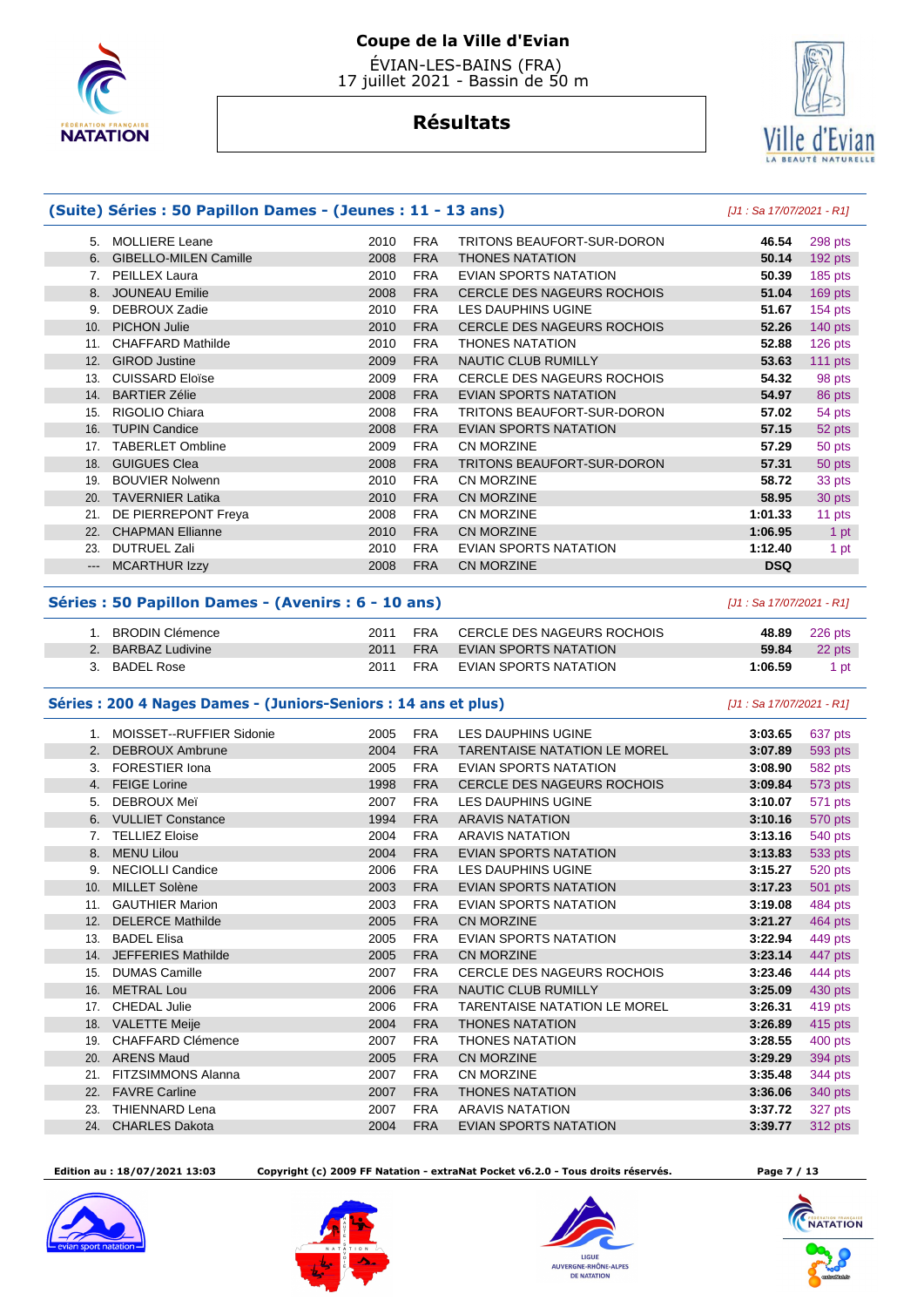# Coupe de la Ville d'Evian

ÉVIAN-LES-BAINS (FRA)
17 juillet 2021 - Bassin de 50 m

## Résultats

### (Suite) Séries : 50 Papillon Dames - (Jeunes : 11 - 13 ans)

*[J1 : Sa 17/07/2021 - R1]*

| | | | | | | |
|---|---|---|---|---|---|---|
| 5. | MOLLIERE Leane | 2010 | FRA | TRITONS BEAUFORT-SUR-DORON | 46.54 | 298 pts |
| 6. | GIBELLO-MILEN Camille | 2008 | FRA | THONES NATATION | 50.14 | 192 pts |
| 7. | PEILLEX Laura | 2010 | FRA | EVIAN SPORTS NATATION | 50.39 | 185 pts |
| 8. | JOUNEAU Emilie | 2008 | FRA | CERCLE DES NAGEURS ROCHOIS | 51.04 | 169 pts |
| 9. | DEBROUX Zadie | 2010 | FRA | LES DAUPHINS UGINE | 51.67 | 154 pts |
| 10. | PICHON Julie | 2010 | FRA | CERCLE DES NAGEURS ROCHOIS | 52.26 | 140 pts |
| 11. | CHAFFARD Mathilde | 2010 | FRA | THONES NATATION | 52.88 | 126 pts |
| 12. | GIROD Justine | 2009 | FRA | NAUTIC CLUB RUMILLY | 53.63 | 111 pts |
| 13. | CUISSARD Eloïse | 2009 | FRA | CERCLE DES NAGEURS ROCHOIS | 54.32 | 98 pts |
| 14. | BARTIER Zélie | 2008 | FRA | EVIAN SPORTS NATATION | 54.97 | 86 pts |
| 15. | RIGOLIO Chiara | 2008 | FRA | TRITONS BEAUFORT-SUR-DORON | 57.02 | 54 pts |
| 16. | TUPIN Candice | 2008 | FRA | EVIAN SPORTS NATATION | 57.15 | 52 pts |
| 17. | TABERLET Ombline | 2009 | FRA | CN MORZINE | 57.29 | 50 pts |
| 18. | GUIGUES Clea | 2008 | FRA | TRITONS BEAUFORT-SUR-DORON | 57.31 | 50 pts |
| 19. | BOUVIER Nolwenn | 2010 | FRA | CN MORZINE | 58.72 | 33 pts |
| 20. | TAVERNIER Latika | 2010 | FRA | CN MORZINE | 58.95 | 30 pts |
| 21. | DE PIERREPONT Freya | 2008 | FRA | CN MORZINE | 1:01.33 | 11 pts |
| 22. | CHAPMAN Ellianne | 2010 | FRA | CN MORZINE | 1:06.95 | 1 pt |
| 23. | DUTRUEL Zali | 2010 | FRA | EVIAN SPORTS NATATION | 1:12.40 | 1 pt |
| --- | MCARTHUR Izzy | 2008 | FRA | CN MORZINE | DSQ | |

### Séries : 50 Papillon Dames - (Avenirs : 6 - 10 ans)

*[J1 : Sa 17/07/2021 - R1]*

| | | | | | | |
|---|---|---|---|---|---|---|
| 1. | BRODIN Clémence | 2011 | FRA | CERCLE DES NAGEURS ROCHOIS | 48.89 | 226 pts |
| 2. | BARBAZ Ludivine | 2011 | FRA | EVIAN SPORTS NATATION | 59.84 | 22 pts |
| 3. | BADEL Rose | 2011 | FRA | EVIAN SPORTS NATATION | 1:06.59 | 1 pt |

### Séries : 200 4 Nages Dames - (Juniors-Seniors : 14 ans et plus)

*[J1 : Sa 17/07/2021 - R1]*

| | | | | | | |
|---|---|---|---|---|---|---|
| 1. | MOISSET--RUFFIER Sidonie | 2005 | FRA | LES DAUPHINS UGINE | 3:03.65 | 637 pts |
| 2. | DEBROUX Ambrune | 2004 | FRA | TARENTAISE NATATION LE MOREL | 3:07.89 | 593 pts |
| 3. | FORESTIER Iona | 2005 | FRA | EVIAN SPORTS NATATION | 3:08.90 | 582 pts |
| 4. | FEIGE Lorine | 1998 | FRA | CERCLE DES NAGEURS ROCHOIS | 3:09.84 | 573 pts |
| 5. | DEBROUX Meï | 2007 | FRA | LES DAUPHINS UGINE | 3:10.07 | 571 pts |
| 6. | VULLIET Constance | 1994 | FRA | ARAVIS NATATION | 3:10.16 | 570 pts |
| 7. | TELLIEZ Eloise | 2004 | FRA | ARAVIS NATATION | 3:13.16 | 540 pts |
| 8. | MENU Lilou | 2004 | FRA | EVIAN SPORTS NATATION | 3:13.83 | 533 pts |
| 9. | NECIOLLI Candice | 2006 | FRA | LES DAUPHINS UGINE | 3:15.27 | 520 pts |
| 10. | MILLET Solène | 2003 | FRA | EVIAN SPORTS NATATION | 3:17.23 | 501 pts |
| 11. | GAUTHIER Marion | 2003 | FRA | EVIAN SPORTS NATATION | 3:19.08 | 484 pts |
| 12. | DELERCE Mathilde | 2005 | FRA | CN MORZINE | 3:21.27 | 464 pts |
| 13. | BADEL Elisa | 2005 | FRA | EVIAN SPORTS NATATION | 3:22.94 | 449 pts |
| 14. | JEFFERIES Mathilde | 2005 | FRA | CN MORZINE | 3:23.14 | 447 pts |
| 15. | DUMAS Camille | 2007 | FRA | CERCLE DES NAGEURS ROCHOIS | 3:23.46 | 444 pts |
| 16. | METRAL Lou | 2006 | FRA | NAUTIC CLUB RUMILLY | 3:25.09 | 430 pts |
| 17. | CHEDAL Julie | 2006 | FRA | TARENTAISE NATATION LE MOREL | 3:26.31 | 419 pts |
| 18. | VALETTE Meije | 2004 | FRA | THONES NATATION | 3:26.89 | 415 pts |
| 19. | CHAFFARD Clémence | 2007 | FRA | THONES NATATION | 3:28.55 | 400 pts |
| 20. | ARENS Maud | 2005 | FRA | CN MORZINE | 3:29.29 | 394 pts |
| 21. | FITZSIMMONS Alanna | 2007 | FRA | CN MORZINE | 3:35.48 | 344 pts |
| 22. | FAVRE Carline | 2007 | FRA | THONES NATATION | 3:36.06 | 340 pts |
| 23. | THIENNARD Lena | 2007 | FRA | ARAVIS NATATION | 3:37.72 | 327 pts |
| 24. | CHARLES Dakota | 2004 | FRA | EVIAN SPORTS NATATION | 3:39.77 | 312 pts |

Edition au : 18/07/2021 13:03 — Copyright (c) 2009 FF Natation - extraNat Pocket v6.2.0 - Tous droits réservés.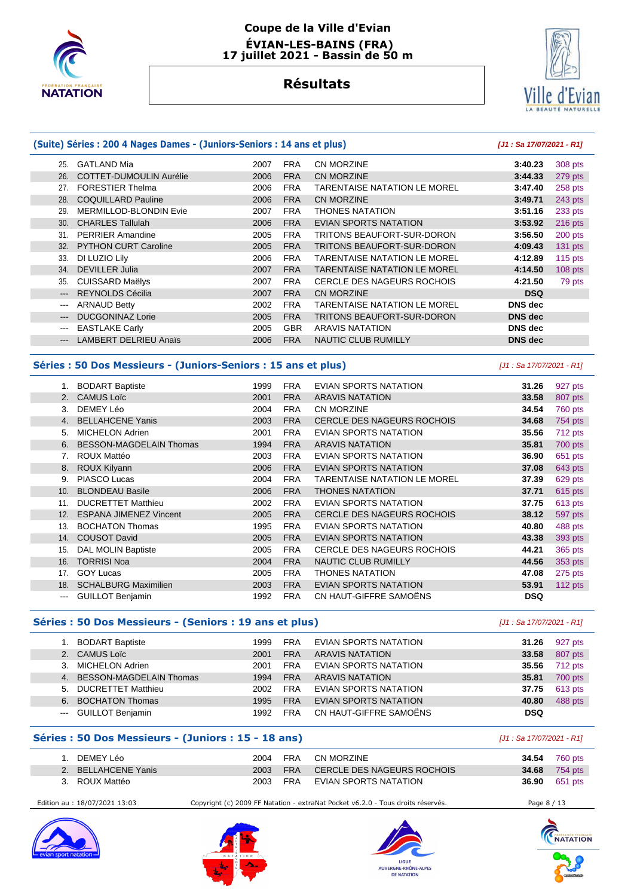# Coupe de la Ville d'Evian

**ÉVIAN-LES-BAINS (FRA)**
**17 juillet 2021 - Bassin de 50 m**

## Résultats

### (Suite) Séries : 200 4 Nages Dames - (Juniors-Seniors : 14 ans et plus)

*[J1 : Sa 17/07/2021 - R1]*

| | | | | | | |
|---|---|---|---|---|---|---|
| 25. | GATLAND Mia | 2007 | FRA | CN MORZINE | 3:40.23 | 308 pts |
| 26. | COTTET-DUMOULIN Aurélie | 2006 | FRA | CN MORZINE | 3:44.33 | 279 pts |
| 27. | FORESTIER Thelma | 2006 | FRA | TARENTAISE NATATION LE MOREL | 3:47.40 | 258 pts |
| 28. | COQUILLARD Pauline | 2006 | FRA | CN MORZINE | 3:49.71 | 243 pts |
| 29. | MERMILLOD-BLONDIN Evie | 2007 | FRA | THONES NATATION | 3:51.16 | 233 pts |
| 30. | CHARLES Tallulah | 2006 | FRA | EVIAN SPORTS NATATION | 3:53.92 | 216 pts |
| 31. | PERRIER Amandine | 2005 | FRA | TRITONS BEAUFORT-SUR-DORON | 3:56.50 | 200 pts |
| 32. | PYTHON CURT Caroline | 2005 | FRA | TRITONS BEAUFORT-SUR-DORON | 4:09.43 | 131 pts |
| 33. | DI LUZIO Lily | 2006 | FRA | TARENTAISE NATATION LE MOREL | 4:12.89 | 115 pts |
| 34. | DEVILLER Julia | 2007 | FRA | TARENTAISE NATATION LE MOREL | 4:14.50 | 108 pts |
| 35. | CUISSARD Maëlys | 2007 | FRA | CERCLE DES NAGEURS ROCHOIS | 4:21.50 | 79 pts |
| --- | REYNOLDS Cécilia | 2007 | FRA | CN MORZINE | DSQ | |
| --- | ARNAUD Betty | 2002 | FRA | TARENTAISE NATATION LE MOREL | DNS dec | |
| --- | DUCGONINAZ Lorie | 2005 | FRA | TRITONS BEAUFORT-SUR-DORON | DNS dec | |
| --- | EASTLAKE Carly | 2005 | GBR | ARAVIS NATATION | DNS dec | |
| --- | LAMBERT DELRIEU Anaïs | 2006 | FRA | NAUTIC CLUB RUMILLY | DNS dec | |

### Séries : 50 Dos Messieurs - (Juniors-Seniors : 15 ans et plus)

*[J1 : Sa 17/07/2021 - R1]*

| | | | | | | |
|---|---|---|---|---|---|---|
| 1. | BODART Baptiste | 1999 | FRA | EVIAN SPORTS NATATION | 31.26 | 927 pts |
| 2. | CAMUS Loïc | 2001 | FRA | ARAVIS NATATION | 33.58 | 807 pts |
| 3. | DEMEY Léo | 2004 | FRA | CN MORZINE | 34.54 | 760 pts |
| 4. | BELLAHCENE Yanis | 2003 | FRA | CERCLE DES NAGEURS ROCHOIS | 34.68 | 754 pts |
| 5. | MICHELON Adrien | 2001 | FRA | EVIAN SPORTS NATATION | 35.56 | 712 pts |
| 6. | BESSON-MAGDELAIN Thomas | 1994 | FRA | ARAVIS NATATION | 35.81 | 700 pts |
| 7. | ROUX Mattéo | 2003 | FRA | EVIAN SPORTS NATATION | 36.90 | 651 pts |
| 8. | ROUX Kilyann | 2006 | FRA | EVIAN SPORTS NATATION | 37.08 | 643 pts |
| 9. | PIASCO Lucas | 2004 | FRA | TARENTAISE NATATION LE MOREL | 37.39 | 629 pts |
| 10. | BLONDEAU Basile | 2006 | FRA | THONES NATATION | 37.71 | 615 pts |
| 11. | DUCRETTET Matthieu | 2002 | FRA | EVIAN SPORTS NATATION | 37.75 | 613 pts |
| 12. | ESPANA JIMENEZ Vincent | 2005 | FRA | CERCLE DES NAGEURS ROCHOIS | 38.12 | 597 pts |
| 13. | BOCHATON Thomas | 1995 | FRA | EVIAN SPORTS NATATION | 40.80 | 488 pts |
| 14. | COUSOT David | 2005 | FRA | EVIAN SPORTS NATATION | 43.38 | 393 pts |
| 15. | DAL MOLIN Baptiste | 2005 | FRA | CERCLE DES NAGEURS ROCHOIS | 44.21 | 365 pts |
| 16. | TORRISI Noa | 2004 | FRA | NAUTIC CLUB RUMILLY | 44.56 | 353 pts |
| 17. | GOY Lucas | 2005 | FRA | THONES NATATION | 47.08 | 275 pts |
| 18. | SCHALBURG Maximilien | 2003 | FRA | EVIAN SPORTS NATATION | 53.91 | 112 pts |
| --- | GUILLOT Benjamin | 1992 | FRA | CN HAUT-GIFFRE SAMOËNS | DSQ | |

### Séries : 50 Dos Messieurs - (Seniors : 19 ans et plus)

*[J1 : Sa 17/07/2021 - R1]*

| | | | | | | |
|---|---|---|---|---|---|---|
| 1. | BODART Baptiste | 1999 | FRA | EVIAN SPORTS NATATION | 31.26 | 927 pts |
| 2. | CAMUS Loïc | 2001 | FRA | ARAVIS NATATION | 33.58 | 807 pts |
| 3. | MICHELON Adrien | 2001 | FRA | EVIAN SPORTS NATATION | 35.56 | 712 pts |
| 4. | BESSON-MAGDELAIN Thomas | 1994 | FRA | ARAVIS NATATION | 35.81 | 700 pts |
| 5. | DUCRETTET Matthieu | 2002 | FRA | EVIAN SPORTS NATATION | 37.75 | 613 pts |
| 6. | BOCHATON Thomas | 1995 | FRA | EVIAN SPORTS NATATION | 40.80 | 488 pts |
| --- | GUILLOT Benjamin | 1992 | FRA | CN HAUT-GIFFRE SAMOËNS | DSQ | |

### Séries : 50 Dos Messieurs - (Juniors : 15 - 18 ans)

*[J1 : Sa 17/07/2021 - R1]*

| | | | | | | |
|---|---|---|---|---|---|---|
| 1. | DEMEY Léo | 2004 | FRA | CN MORZINE | 34.54 | 760 pts |
| 2. | BELLAHCENE Yanis | 2003 | FRA | CERCLE DES NAGEURS ROCHOIS | 34.68 | 754 pts |
| 3. | ROUX Mattéo | 2003 | FRA | EVIAN SPORTS NATATION | 36.90 | 651 pts |

Edition au : 18/07/2021 13:03 — Copyright (c) 2009 FF Natation - extraNat Pocket v6.2.0 - Tous droits réservés.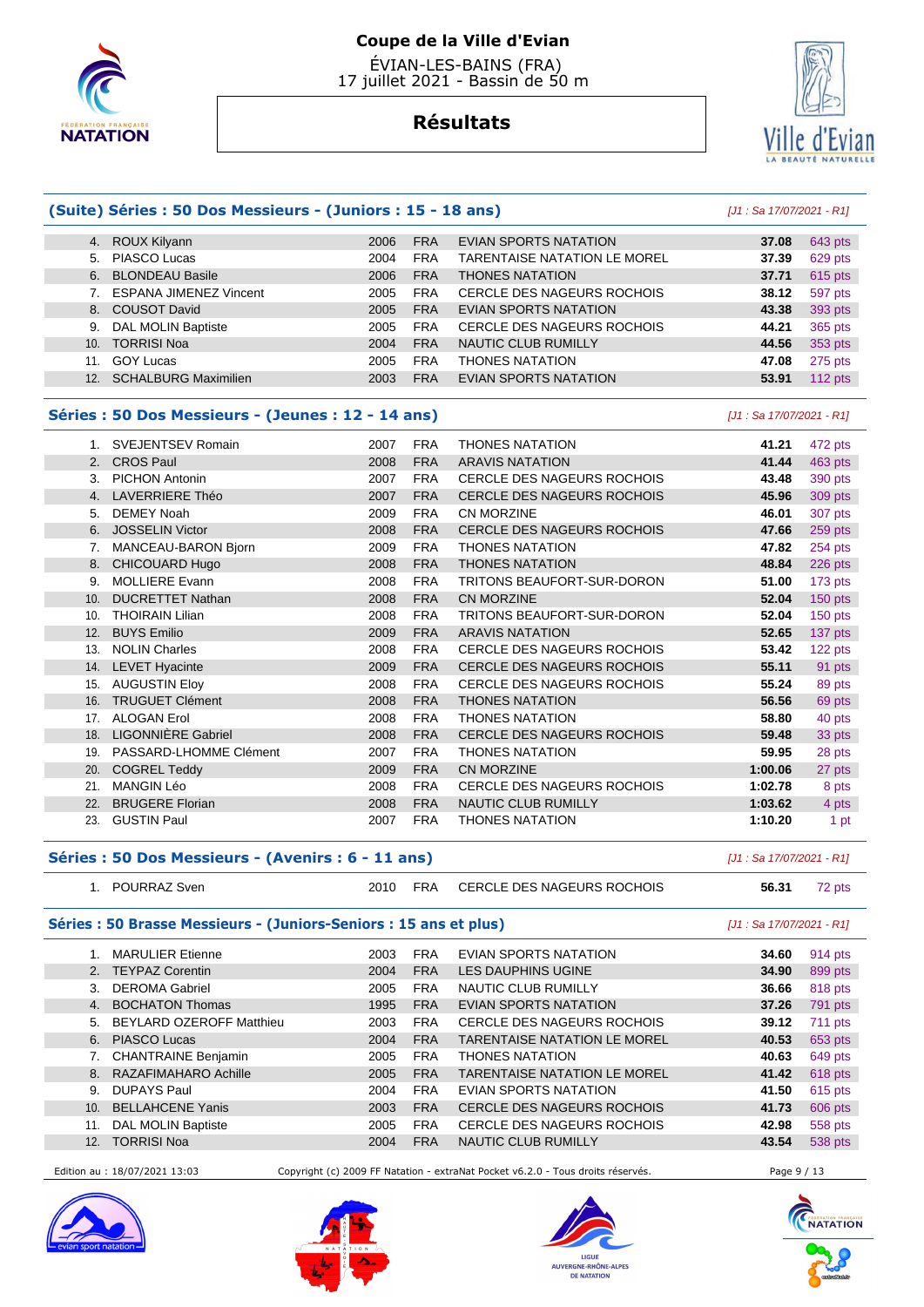# Coupe de la Ville d'Evian

ÉVIAN-LES-BAINS (FRA)
17 juillet 2021 - Bassin de 50 m

## Résultats

### (Suite) Séries : 50 Dos Messieurs - (Juniors : 15 - 18 ans)

*[J1 : Sa 17/07/2021 - R1]*

| | | | | | | |
|---|---|---|---|---|---|---|
| 4. | ROUX Kilyann | 2006 | FRA | EVIAN SPORTS NATATION | **37.08** | 643 pts |
| 5. | PIASCO Lucas | 2004 | FRA | TARENTAISE NATATION LE MOREL | **37.39** | 629 pts |
| 6. | BLONDEAU Basile | 2006 | FRA | THONES NATATION | **37.71** | 615 pts |
| 7. | ESPANA JIMENEZ Vincent | 2005 | FRA | CERCLE DES NAGEURS ROCHOIS | **38.12** | 597 pts |
| 8. | COUSOT David | 2005 | FRA | EVIAN SPORTS NATATION | **43.38** | 393 pts |
| 9. | DAL MOLIN Baptiste | 2005 | FRA | CERCLE DES NAGEURS ROCHOIS | **44.21** | 365 pts |
| 10. | TORRISI Noa | 2004 | FRA | NAUTIC CLUB RUMILLY | **44.56** | 353 pts |
| 11. | GOY Lucas | 2005 | FRA | THONES NATATION | **47.08** | 275 pts |
| 12. | SCHALBURG Maximilien | 2003 | FRA | EVIAN SPORTS NATATION | **53.91** | 112 pts |

### Séries : 50 Dos Messieurs - (Jeunes : 12 - 14 ans)

*[J1 : Sa 17/07/2021 - R1]*

| | | | | | | |
|---|---|---|---|---|---|---|
| 1. | SVEJENTSEV Romain | 2007 | FRA | THONES NATATION | **41.21** | 472 pts |
| 2. | CROS Paul | 2008 | FRA | ARAVIS NATATION | **41.44** | 463 pts |
| 3. | PICHON Antonin | 2007 | FRA | CERCLE DES NAGEURS ROCHOIS | **43.48** | 390 pts |
| 4. | LAVERRIERE Théo | 2007 | FRA | CERCLE DES NAGEURS ROCHOIS | **45.96** | 309 pts |
| 5. | DEMEY Noah | 2009 | FRA | CN MORZINE | **46.01** | 307 pts |
| 6. | JOSSELIN Victor | 2008 | FRA | CERCLE DES NAGEURS ROCHOIS | **47.66** | 259 pts |
| 7. | MANCEAU-BARON Bjorn | 2009 | FRA | THONES NATATION | **47.82** | 254 pts |
| 8. | CHICOUARD Hugo | 2008 | FRA | THONES NATATION | **48.84** | 226 pts |
| 9. | MOLLIERE Evann | 2008 | FRA | TRITONS BEAUFORT-SUR-DORON | **51.00** | 173 pts |
| 10. | DUCRETTET Nathan | 2008 | FRA | CN MORZINE | **52.04** | 150 pts |
| 10. | THOIRAIN Lilian | 2008 | FRA | TRITONS BEAUFORT-SUR-DORON | **52.04** | 150 pts |
| 12. | BUYS Emilio | 2009 | FRA | ARAVIS NATATION | **52.65** | 137 pts |
| 13. | NOLIN Charles | 2008 | FRA | CERCLE DES NAGEURS ROCHOIS | **53.42** | 122 pts |
| 14. | LEVET Hyacinte | 2009 | FRA | CERCLE DES NAGEURS ROCHOIS | **55.11** | 91 pts |
| 15. | AUGUSTIN Eloy | 2008 | FRA | CERCLE DES NAGEURS ROCHOIS | **55.24** | 89 pts |
| 16. | TRUGUET Clément | 2008 | FRA | THONES NATATION | **56.56** | 69 pts |
| 17. | ALOGAN Erol | 2008 | FRA | THONES NATATION | **58.80** | 40 pts |
| 18. | LIGONNIÈRE Gabriel | 2008 | FRA | CERCLE DES NAGEURS ROCHOIS | **59.48** | 33 pts |
| 19. | PASSARD-LHOMME Clément | 2007 | FRA | THONES NATATION | **59.95** | 28 pts |
| 20. | COGREL Teddy | 2009 | FRA | CN MORZINE | **1:00.06** | 27 pts |
| 21. | MANGIN Léo | 2008 | FRA | CERCLE DES NAGEURS ROCHOIS | **1:02.78** | 8 pts |
| 22. | BRUGERE Florian | 2008 | FRA | NAUTIC CLUB RUMILLY | **1:03.62** | 4 pts |
| 23. | GUSTIN Paul | 2007 | FRA | THONES NATATION | **1:10.20** | 1 pt |

### Séries : 50 Dos Messieurs - (Avenirs : 6 - 11 ans)

*[J1 : Sa 17/07/2021 - R1]*

| | | | | | | |
|---|---|---|---|---|---|---|
| 1. | POURRAZ Sven | 2010 | FRA | CERCLE DES NAGEURS ROCHOIS | **56.31** | 72 pts |

### Séries : 50 Brasse Messieurs - (Juniors-Seniors : 15 ans et plus)

*[J1 : Sa 17/07/2021 - R1]*

| | | | | | | |
|---|---|---|---|---|---|---|
| 1. | MARULIER Etienne | 2003 | FRA | EVIAN SPORTS NATATION | **34.60** | 914 pts |
| 2. | TEYPAZ Corentin | 2004 | FRA | LES DAUPHINS UGINE | **34.90** | 899 pts |
| 3. | DEROMA Gabriel | 2005 | FRA | NAUTIC CLUB RUMILLY | **36.66** | 818 pts |
| 4. | BOCHATON Thomas | 1995 | FRA | EVIAN SPORTS NATATION | **37.26** | 791 pts |
| 5. | BEYLARD OZEROFF Matthieu | 2003 | FRA | CERCLE DES NAGEURS ROCHOIS | **39.12** | 711 pts |
| 6. | PIASCO Lucas | 2004 | FRA | TARENTAISE NATATION LE MOREL | **40.53** | 653 pts |
| 7. | CHANTRAINE Benjamin | 2005 | FRA | THONES NATATION | **40.63** | 649 pts |
| 8. | RAZAFIMAHARO Achille | 2005 | FRA | TARENTAISE NATATION LE MOREL | **41.42** | 618 pts |
| 9. | DUPAYS Paul | 2004 | FRA | EVIAN SPORTS NATATION | **41.50** | 615 pts |
| 10. | BELLAHCENE Yanis | 2003 | FRA | CERCLE DES NAGEURS ROCHOIS | **41.73** | 606 pts |
| 11. | DAL MOLIN Baptiste | 2005 | FRA | CERCLE DES NAGEURS ROCHOIS | **42.98** | 558 pts |
| 12. | TORRISI Noa | 2004 | FRA | NAUTIC CLUB RUMILLY | **43.54** | 538 pts |

Edition au : 18/07/2021 13:03 — Copyright (c) 2009 FF Natation - extraNat Pocket v6.2.0 - Tous droits réservés.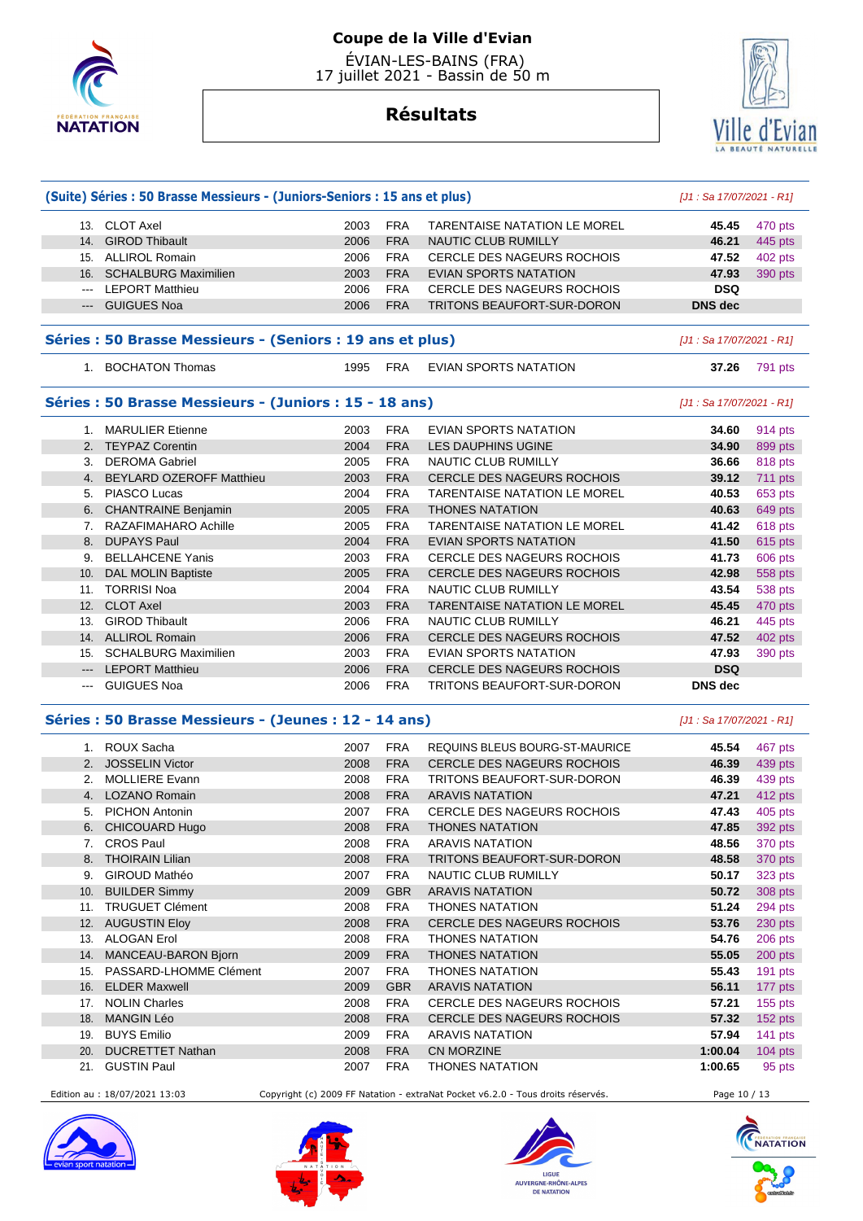# Coupe de la Ville d'Evian

ÉVIAN-LES-BAINS (FRA)
17 juillet 2021 - Bassin de 50 m

## Résultats

### (Suite) Séries : 50 Brasse Messieurs - (Juniors-Seniors : 15 ans et plus)

*[J1 : Sa 17/07/2021 - R1]*

| | | | | | | |
|---|---|---|---|---|---|---|
| 13. | CLOT Axel | 2003 | FRA | TARENTAISE NATATION LE MOREL | 45.45 | 470 pts |
| 14. | GIROD Thibault | 2006 | FRA | NAUTIC CLUB RUMILLY | 46.21 | 445 pts |
| 15. | ALLIROL Romain | 2006 | FRA | CERCLE DES NAGEURS ROCHOIS | 47.52 | 402 pts |
| 16. | SCHALBURG Maximilien | 2003 | FRA | EVIAN SPORTS NATATION | 47.93 | 390 pts |
| --- | LEPORT Matthieu | 2006 | FRA | CERCLE DES NAGEURS ROCHOIS | DSQ | |
| --- | GUIGUES Noa | 2006 | FRA | TRITONS BEAUFORT-SUR-DORON | DNS dec | |

### Séries : 50 Brasse Messieurs - (Seniors : 19 ans et plus)

*[J1 : Sa 17/07/2021 - R1]*

| | | | | | | |
|---|---|---|---|---|---|---|
| 1. | BOCHATON Thomas | 1995 | FRA | EVIAN SPORTS NATATION | 37.26 | 791 pts |

### Séries : 50 Brasse Messieurs - (Juniors : 15 - 18 ans)

*[J1 : Sa 17/07/2021 - R1]*

| | | | | | | |
|---|---|---|---|---|---|---|
| 1. | MARULIER Etienne | 2003 | FRA | EVIAN SPORTS NATATION | 34.60 | 914 pts |
| 2. | TEYPAZ Corentin | 2004 | FRA | LES DAUPHINS UGINE | 34.90 | 899 pts |
| 3. | DEROMA Gabriel | 2005 | FRA | NAUTIC CLUB RUMILLY | 36.66 | 818 pts |
| 4. | BEYLARD OZEROFF Matthieu | 2003 | FRA | CERCLE DES NAGEURS ROCHOIS | 39.12 | 711 pts |
| 5. | PIASCO Lucas | 2004 | FRA | TARENTAISE NATATION LE MOREL | 40.53 | 653 pts |
| 6. | CHANTRAINE Benjamin | 2005 | FRA | THONES NATATION | 40.63 | 649 pts |
| 7. | RAZAFIMAHARO Achille | 2005 | FRA | TARENTAISE NATATION LE MOREL | 41.42 | 618 pts |
| 8. | DUPAYS Paul | 2004 | FRA | EVIAN SPORTS NATATION | 41.50 | 615 pts |
| 9. | BELLAHCENE Yanis | 2003 | FRA | CERCLE DES NAGEURS ROCHOIS | 41.73 | 606 pts |
| 10. | DAL MOLIN Baptiste | 2005 | FRA | CERCLE DES NAGEURS ROCHOIS | 42.98 | 558 pts |
| 11. | TORRISI Noa | 2004 | FRA | NAUTIC CLUB RUMILLY | 43.54 | 538 pts |
| 12. | CLOT Axel | 2003 | FRA | TARENTAISE NATATION LE MOREL | 45.45 | 470 pts |
| 13. | GIROD Thibault | 2006 | FRA | NAUTIC CLUB RUMILLY | 46.21 | 445 pts |
| 14. | ALLIROL Romain | 2006 | FRA | CERCLE DES NAGEURS ROCHOIS | 47.52 | 402 pts |
| 15. | SCHALBURG Maximilien | 2003 | FRA | EVIAN SPORTS NATATION | 47.93 | 390 pts |
| --- | LEPORT Matthieu | 2006 | FRA | CERCLE DES NAGEURS ROCHOIS | DSQ | |
| --- | GUIGUES Noa | 2006 | FRA | TRITONS BEAUFORT-SUR-DORON | DNS dec | |

### Séries : 50 Brasse Messieurs - (Jeunes : 12 - 14 ans)

*[J1 : Sa 17/07/2021 - R1]*

| | | | | | | |
|---|---|---|---|---|---|---|
| 1. | ROUX Sacha | 2007 | FRA | REQUINS BLEUS BOURG-ST-MAURICE | 45.54 | 467 pts |
| 2. | JOSSELIN Victor | 2008 | FRA | CERCLE DES NAGEURS ROCHOIS | 46.39 | 439 pts |
| 2. | MOLLIERE Evann | 2008 | FRA | TRITONS BEAUFORT-SUR-DORON | 46.39 | 439 pts |
| 4. | LOZANO Romain | 2008 | FRA | ARAVIS NATATION | 47.21 | 412 pts |
| 5. | PICHON Antonin | 2007 | FRA | CERCLE DES NAGEURS ROCHOIS | 47.43 | 405 pts |
| 6. | CHICOUARD Hugo | 2008 | FRA | THONES NATATION | 47.85 | 392 pts |
| 7. | CROS Paul | 2008 | FRA | ARAVIS NATATION | 48.56 | 370 pts |
| 8. | THOIRAIN Lilian | 2008 | FRA | TRITONS BEAUFORT-SUR-DORON | 48.58 | 370 pts |
| 9. | GIROUD Mathéo | 2007 | FRA | NAUTIC CLUB RUMILLY | 50.17 | 323 pts |
| 10. | BUILDER Simmy | 2009 | GBR | ARAVIS NATATION | 50.72 | 308 pts |
| 11. | TRUGUET Clément | 2008 | FRA | THONES NATATION | 51.24 | 294 pts |
| 12. | AUGUSTIN Eloy | 2008 | FRA | CERCLE DES NAGEURS ROCHOIS | 53.76 | 230 pts |
| 13. | ALOGAN Erol | 2008 | FRA | THONES NATATION | 54.76 | 206 pts |
| 14. | MANCEAU-BARON Bjorn | 2009 | FRA | THONES NATATION | 55.05 | 200 pts |
| 15. | PASSARD-LHOMME Clément | 2007 | FRA | THONES NATATION | 55.43 | 191 pts |
| 16. | ELDER Maxwell | 2009 | GBR | ARAVIS NATATION | 56.11 | 177 pts |
| 17. | NOLIN Charles | 2008 | FRA | CERCLE DES NAGEURS ROCHOIS | 57.21 | 155 pts |
| 18. | MANGIN Léo | 2008 | FRA | CERCLE DES NAGEURS ROCHOIS | 57.32 | 152 pts |
| 19. | BUYS Emilio | 2009 | FRA | ARAVIS NATATION | 57.94 | 141 pts |
| 20. | DUCRETTET Nathan | 2008 | FRA | CN MORZINE | 1:00.04 | 104 pts |
| 21. | GUSTIN Paul | 2007 | FRA | THONES NATATION | 1:00.65 | 95 pts |

Edition au : 18/07/2021 13:03 Copyright (c) 2009 FF Natation - extraNat Pocket v6.2.0 - Tous droits réservés.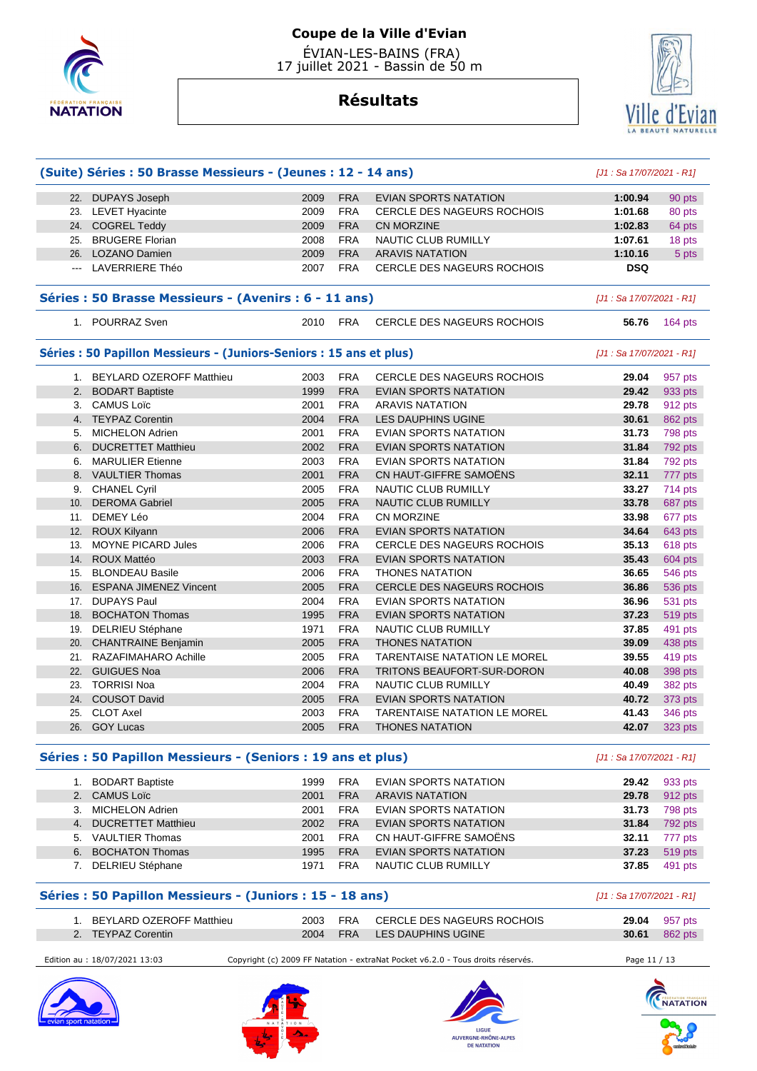# Coupe de la Ville d'Evian

ÉVIAN-LES-BAINS (FRA)
17 juillet 2021 - Bassin de 50 m

## Résultats

### (Suite) Séries : 50 Brasse Messieurs - (Jeunes : 12 - 14 ans)

*[J1 : Sa 17/07/2021 - R1]*

| | | | | | | |
|---|---|---|---|---|---|---|
| 22. | DUPAYS Joseph | 2009 | FRA | EVIAN SPORTS NATATION | **1:00.94** | 90 pts |
| 23. | LEVET Hyacinte | 2009 | FRA | CERCLE DES NAGEURS ROCHOIS | **1:01.68** | 80 pts |
| 24. | COGREL Teddy | 2009 | FRA | CN MORZINE | **1:02.83** | 64 pts |
| 25. | BRUGERE Florian | 2008 | FRA | NAUTIC CLUB RUMILLY | **1:07.61** | 18 pts |
| 26. | LOZANO Damien | 2009 | FRA | ARAVIS NATATION | **1:10.16** | 5 pts |
| --- | LAVERRIERE Théo | 2007 | FRA | CERCLE DES NAGEURS ROCHOIS | **DSQ** | |

### Séries : 50 Brasse Messieurs - (Avenirs : 6 - 11 ans)

*[J1 : Sa 17/07/2021 - R1]*

| | | | | | | |
|---|---|---|---|---|---|---|
| 1. | POURRAZ Sven | 2010 | FRA | CERCLE DES NAGEURS ROCHOIS | **56.76** | 164 pts |

### Séries : 50 Papillon Messieurs - (Juniors-Seniors : 15 ans et plus)

*[J1 : Sa 17/07/2021 - R1]*

| | | | | | | |
|---|---|---|---|---|---|---|
| 1. | BEYLARD OZEROFF Matthieu | 2003 | FRA | CERCLE DES NAGEURS ROCHOIS | **29.04** | 957 pts |
| 2. | BODART Baptiste | 1999 | FRA | EVIAN SPORTS NATATION | **29.42** | 933 pts |
| 3. | CAMUS Loïc | 2001 | FRA | ARAVIS NATATION | **29.78** | 912 pts |
| 4. | TEYPAZ Corentin | 2004 | FRA | LES DAUPHINS UGINE | **30.61** | 862 pts |
| 5. | MICHELON Adrien | 2001 | FRA | EVIAN SPORTS NATATION | **31.73** | 798 pts |
| 6. | DUCRETTET Matthieu | 2002 | FRA | EVIAN SPORTS NATATION | **31.84** | 792 pts |
| 6. | MARULIER Etienne | 2003 | FRA | EVIAN SPORTS NATATION | **31.84** | 792 pts |
| 8. | VAULTIER Thomas | 2001 | FRA | CN HAUT-GIFFRE SAMOËNS | **32.11** | 777 pts |
| 9. | CHANEL Cyril | 2005 | FRA | NAUTIC CLUB RUMILLY | **33.27** | 714 pts |
| 10. | DEROMA Gabriel | 2005 | FRA | NAUTIC CLUB RUMILLY | **33.78** | 687 pts |
| 11. | DEMEY Léo | 2004 | FRA | CN MORZINE | **33.98** | 677 pts |
| 12. | ROUX Kilyann | 2006 | FRA | EVIAN SPORTS NATATION | **34.64** | 643 pts |
| 13. | MOYNE PICARD Jules | 2006 | FRA | CERCLE DES NAGEURS ROCHOIS | **35.13** | 618 pts |
| 14. | ROUX Mattéo | 2003 | FRA | EVIAN SPORTS NATATION | **35.43** | 604 pts |
| 15. | BLONDEAU Basile | 2006 | FRA | THONES NATATION | **36.65** | 546 pts |
| 16. | ESPANA JIMENEZ Vincent | 2005 | FRA | CERCLE DES NAGEURS ROCHOIS | **36.86** | 536 pts |
| 17. | DUPAYS Paul | 2004 | FRA | EVIAN SPORTS NATATION | **36.96** | 531 pts |
| 18. | BOCHATON Thomas | 1995 | FRA | EVIAN SPORTS NATATION | **37.23** | 519 pts |
| 19. | DELRIEU Stéphane | 1971 | FRA | NAUTIC CLUB RUMILLY | **37.85** | 491 pts |
| 20. | CHANTRAINE Benjamin | 2005 | FRA | THONES NATATION | **39.09** | 438 pts |
| 21. | RAZAFIMAHARO Achille | 2005 | FRA | TARENTAISE NATATION LE MOREL | **39.55** | 419 pts |
| 22. | GUIGUES Noa | 2006 | FRA | TRITONS BEAUFORT-SUR-DORON | **40.08** | 398 pts |
| 23. | TORRISI Noa | 2004 | FRA | NAUTIC CLUB RUMILLY | **40.49** | 382 pts |
| 24. | COUSOT David | 2005 | FRA | EVIAN SPORTS NATATION | **40.72** | 373 pts |
| 25. | CLOT Axel | 2003 | FRA | TARENTAISE NATATION LE MOREL | **41.43** | 346 pts |
| 26. | GOY Lucas | 2005 | FRA | THONES NATATION | **42.07** | 323 pts |

### Séries : 50 Papillon Messieurs - (Seniors : 19 ans et plus)

*[J1 : Sa 17/07/2021 - R1]*

| | | | | | | |
|---|---|---|---|---|---|---|
| 1. | BODART Baptiste | 1999 | FRA | EVIAN SPORTS NATATION | **29.42** | 933 pts |
| 2. | CAMUS Loïc | 2001 | FRA | ARAVIS NATATION | **29.78** | 912 pts |
| 3. | MICHELON Adrien | 2001 | FRA | EVIAN SPORTS NATATION | **31.73** | 798 pts |
| 4. | DUCRETTET Matthieu | 2002 | FRA | EVIAN SPORTS NATATION | **31.84** | 792 pts |
| 5. | VAULTIER Thomas | 2001 | FRA | CN HAUT-GIFFRE SAMOËNS | **32.11** | 777 pts |
| 6. | BOCHATON Thomas | 1995 | FRA | EVIAN SPORTS NATATION | **37.23** | 519 pts |
| 7. | DELRIEU Stéphane | 1971 | FRA | NAUTIC CLUB RUMILLY | **37.85** | 491 pts |

### Séries : 50 Papillon Messieurs - (Juniors : 15 - 18 ans)

*[J1 : Sa 17/07/2021 - R1]*

| | | | | | | |
|---|---|---|---|---|---|---|
| 1. | BEYLARD OZEROFF Matthieu | 2003 | FRA | CERCLE DES NAGEURS ROCHOIS | **29.04** | 957 pts |
| 2. | TEYPAZ Corentin | 2004 | FRA | LES DAUPHINS UGINE | **30.61** | 862 pts |

Edition au : 18/07/2021 13:03 — Copyright (c) 2009 FF Natation - extraNat Pocket v6.2.0 - Tous droits réservés.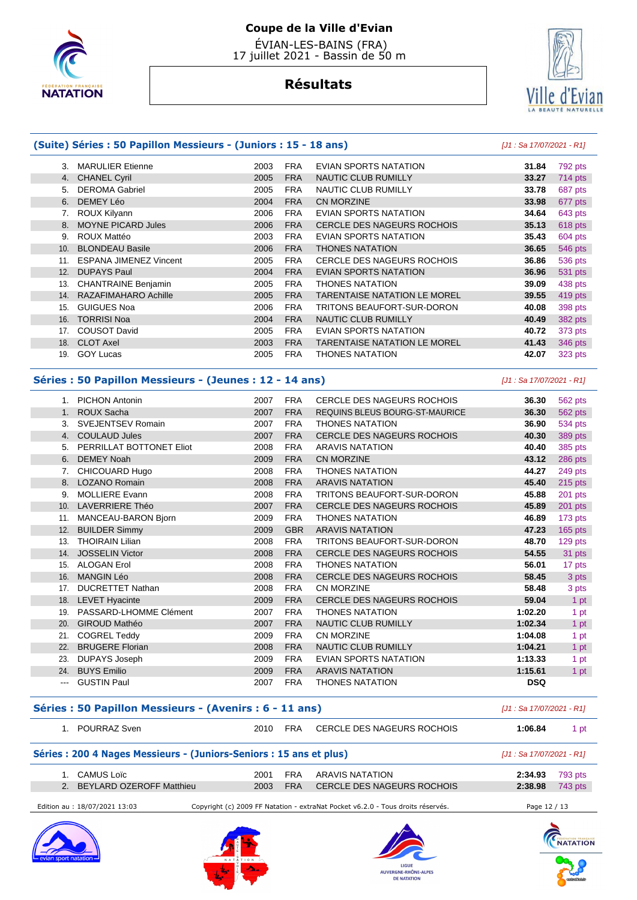# Coupe de la Ville d'Evian

ÉVIAN-LES-BAINS (FRA)
17 juillet 2021 - Bassin de 50 m

## Résultats

### (Suite) Séries : 50 Papillon Messieurs - (Juniors : 15 - 18 ans)

*[J1 : Sa 17/07/2021 - R1]*

| | | | | | | |
|---|---|---|---|---|---|---|
| 3. | MARULIER Etienne | 2003 | FRA | EVIAN SPORTS NATATION | **31.84** | 792 pts |
| 4. | CHANEL Cyril | 2005 | FRA | NAUTIC CLUB RUMILLY | **33.27** | 714 pts |
| 5. | DEROMA Gabriel | 2005 | FRA | NAUTIC CLUB RUMILLY | **33.78** | 687 pts |
| 6. | DEMEY Léo | 2004 | FRA | CN MORZINE | **33.98** | 677 pts |
| 7. | ROUX Kilyann | 2006 | FRA | EVIAN SPORTS NATATION | **34.64** | 643 pts |
| 8. | MOYNE PICARD Jules | 2006 | FRA | CERCLE DES NAGEURS ROCHOIS | **35.13** | 618 pts |
| 9. | ROUX Mattéo | 2003 | FRA | EVIAN SPORTS NATATION | **35.43** | 604 pts |
| 10. | BLONDEAU Basile | 2006 | FRA | THONES NATATION | **36.65** | 546 pts |
| 11. | ESPANA JIMENEZ Vincent | 2005 | FRA | CERCLE DES NAGEURS ROCHOIS | **36.86** | 536 pts |
| 12. | DUPAYS Paul | 2004 | FRA | EVIAN SPORTS NATATION | **36.96** | 531 pts |
| 13. | CHANTRAINE Benjamin | 2005 | FRA | THONES NATATION | **39.09** | 438 pts |
| 14. | RAZAFIMAHARO Achille | 2005 | FRA | TARENTAISE NATATION LE MOREL | **39.55** | 419 pts |
| 15. | GUIGUES Noa | 2006 | FRA | TRITONS BEAUFORT-SUR-DORON | **40.08** | 398 pts |
| 16. | TORRISI Noa | 2004 | FRA | NAUTIC CLUB RUMILLY | **40.49** | 382 pts |
| 17. | COUSOT David | 2005 | FRA | EVIAN SPORTS NATATION | **40.72** | 373 pts |
| 18. | CLOT Axel | 2003 | FRA | TARENTAISE NATATION LE MOREL | **41.43** | 346 pts |
| 19. | GOY Lucas | 2005 | FRA | THONES NATATION | **42.07** | 323 pts |

### Séries : 50 Papillon Messieurs - (Jeunes : 12 - 14 ans)

*[J1 : Sa 17/07/2021 - R1]*

| | | | | | | |
|---|---|---|---|---|---|---|
| 1. | PICHON Antonin | 2007 | FRA | CERCLE DES NAGEURS ROCHOIS | **36.30** | 562 pts |
| 1. | ROUX Sacha | 2007 | FRA | REQUINS BLEUS BOURG-ST-MAURICE | **36.30** | 562 pts |
| 3. | SVEJENTSEV Romain | 2007 | FRA | THONES NATATION | **36.90** | 534 pts |
| 4. | COULAUD Jules | 2007 | FRA | CERCLE DES NAGEURS ROCHOIS | **40.30** | 389 pts |
| 5. | PERRILLAT BOTTONET Eliot | 2008 | FRA | ARAVIS NATATION | **40.40** | 385 pts |
| 6. | DEMEY Noah | 2009 | FRA | CN MORZINE | **43.12** | 286 pts |
| 7. | CHICOUARD Hugo | 2008 | FRA | THONES NATATION | **44.27** | 249 pts |
| 8. | LOZANO Romain | 2008 | FRA | ARAVIS NATATION | **45.40** | 215 pts |
| 9. | MOLLIERE Evann | 2008 | FRA | TRITONS BEAUFORT-SUR-DORON | **45.88** | 201 pts |
| 10. | LAVERRIERE Théo | 2007 | FRA | CERCLE DES NAGEURS ROCHOIS | **45.89** | 201 pts |
| 11. | MANCEAU-BARON Bjorn | 2009 | FRA | THONES NATATION | **46.89** | 173 pts |
| 12. | BUILDER Simmy | 2009 | GBR | ARAVIS NATATION | **47.23** | 165 pts |
| 13. | THOIRAIN Lilian | 2008 | FRA | TRITONS BEAUFORT-SUR-DORON | **48.70** | 129 pts |
| 14. | JOSSELIN Victor | 2008 | FRA | CERCLE DES NAGEURS ROCHOIS | **54.55** | 31 pts |
| 15. | ALOGAN Erol | 2008 | FRA | THONES NATATION | **56.01** | 17 pts |
| 16. | MANGIN Léo | 2008 | FRA | CERCLE DES NAGEURS ROCHOIS | **58.45** | 3 pts |
| 17. | DUCRETTET Nathan | 2008 | FRA | CN MORZINE | **58.48** | 3 pts |
| 18. | LEVET Hyacinte | 2009 | FRA | CERCLE DES NAGEURS ROCHOIS | **59.04** | 1 pt |
| 19. | PASSARD-LHOMME Clément | 2007 | FRA | THONES NATATION | **1:02.20** | 1 pt |
| 20. | GIROUD Mathéo | 2007 | FRA | NAUTIC CLUB RUMILLY | **1:02.34** | 1 pt |
| 21. | COGREL Teddy | 2009 | FRA | CN MORZINE | **1:04.08** | 1 pt |
| 22. | BRUGERE Florian | 2008 | FRA | NAUTIC CLUB RUMILLY | **1:04.21** | 1 pt |
| 23. | DUPAYS Joseph | 2009 | FRA | EVIAN SPORTS NATATION | **1:13.33** | 1 pt |
| 24. | BUYS Emilio | 2009 | FRA | ARAVIS NATATION | **1:15.61** | 1 pt |
| --- | GUSTIN Paul | 2007 | FRA | THONES NATATION | **DSQ** | |

### Séries : 50 Papillon Messieurs - (Avenirs : 6 - 11 ans)

*[J1 : Sa 17/07/2021 - R1]*

| | | | | | | |
|---|---|---|---|---|---|---|
| 1. | POURRAZ Sven | 2010 | FRA | CERCLE DES NAGEURS ROCHOIS | **1:06.84** | 1 pt |

### Séries : 200 4 Nages Messieurs - (Juniors-Seniors : 15 ans et plus)

*[J1 : Sa 17/07/2021 - R1]*

| | | | | | | |
|---|---|---|---|---|---|---|
| 1. | CAMUS Loïc | 2001 | FRA | ARAVIS NATATION | **2:34.93** | 793 pts |
| 2. | BEYLARD OZEROFF Matthieu | 2003 | FRA | CERCLE DES NAGEURS ROCHOIS | **2:38.98** | 743 pts |

Edition au : 18/07/2021 13:03 — Copyright (c) 2009 FF Natation - extraNat Pocket v6.2.0 - Tous droits réservés.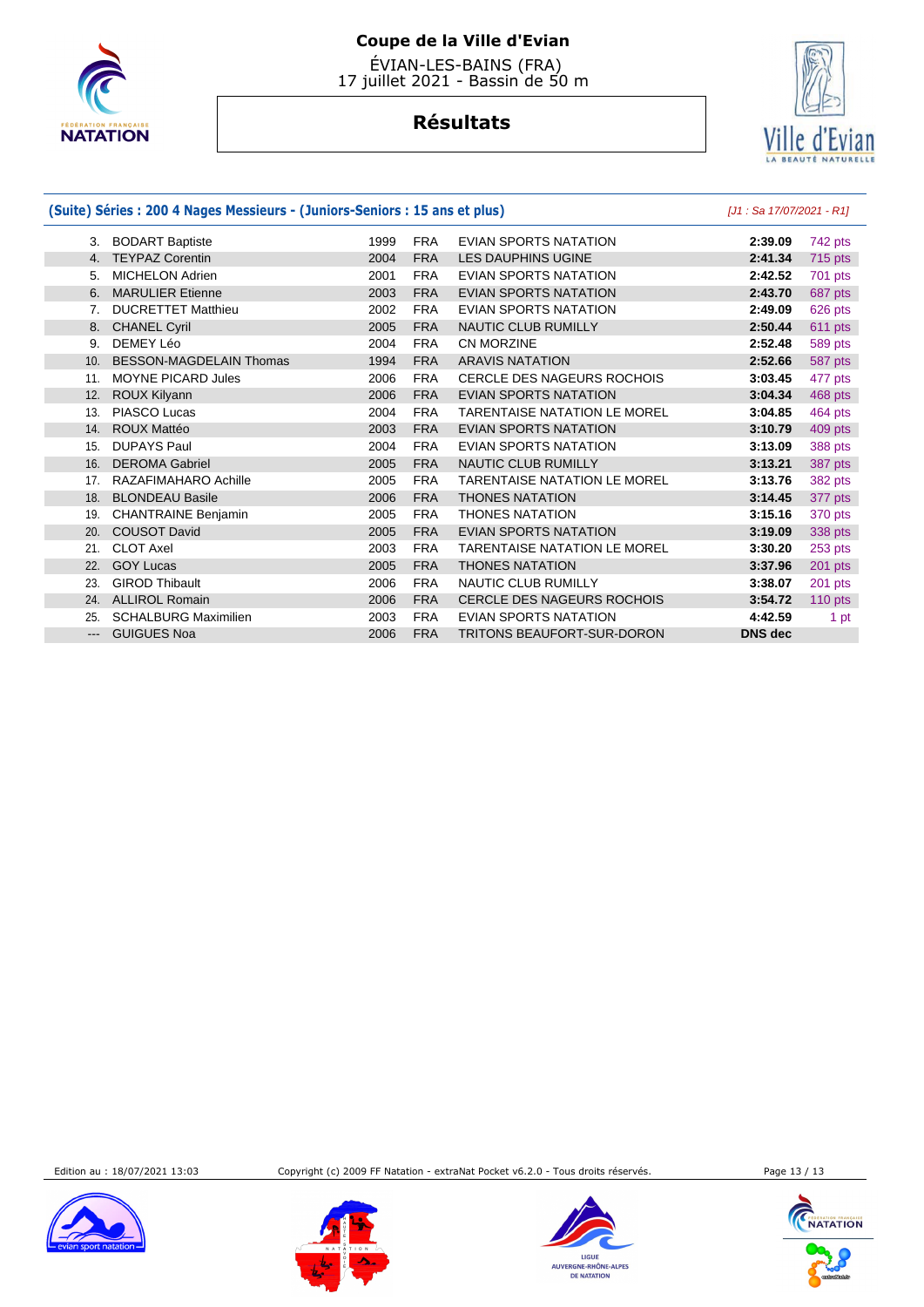**Coupe de la Ville d'Evian**
ÉVIAN-LES-BAINS (FRA)
17 juillet 2021 - Bassin de 50 m

# Résultats

## (Suite) Séries : 200 4 Nages Messieurs - (Juniors-Seniors : 15 ans et plus)

*[J1 : Sa 17/07/2021 - R1]*

| | | | | | | |
|---|---|---|---|---|---|---|
| 3. | BODART Baptiste | 1999 | FRA | EVIAN SPORTS NATATION | **2:39.09** | 742 pts |
| 4. | TEYPAZ Corentin | 2004 | FRA | LES DAUPHINS UGINE | **2:41.34** | 715 pts |
| 5. | MICHELON Adrien | 2001 | FRA | EVIAN SPORTS NATATION | **2:42.52** | 701 pts |
| 6. | MARULIER Etienne | 2003 | FRA | EVIAN SPORTS NATATION | **2:43.70** | 687 pts |
| 7. | DUCRETTET Matthieu | 2002 | FRA | EVIAN SPORTS NATATION | **2:49.09** | 626 pts |
| 8. | CHANEL Cyril | 2005 | FRA | NAUTIC CLUB RUMILLY | **2:50.44** | 611 pts |
| 9. | DEMEY Léo | 2004 | FRA | CN MORZINE | **2:52.48** | 589 pts |
| 10. | BESSON-MAGDELAIN Thomas | 1994 | FRA | ARAVIS NATATION | **2:52.66** | 587 pts |
| 11. | MOYNE PICARD Jules | 2006 | FRA | CERCLE DES NAGEURS ROCHOIS | **3:03.45** | 477 pts |
| 12. | ROUX Kilyann | 2006 | FRA | EVIAN SPORTS NATATION | **3:04.34** | 468 pts |
| 13. | PIASCO Lucas | 2004 | FRA | TARENTAISE NATATION LE MOREL | **3:04.85** | 464 pts |
| 14. | ROUX Mattéo | 2003 | FRA | EVIAN SPORTS NATATION | **3:10.79** | 409 pts |
| 15. | DUPAYS Paul | 2004 | FRA | EVIAN SPORTS NATATION | **3:13.09** | 388 pts |
| 16. | DEROMA Gabriel | 2005 | FRA | NAUTIC CLUB RUMILLY | **3:13.21** | 387 pts |
| 17. | RAZAFIMAHARO Achille | 2005 | FRA | TARENTAISE NATATION LE MOREL | **3:13.76** | 382 pts |
| 18. | BLONDEAU Basile | 2006 | FRA | THONES NATATION | **3:14.45** | 377 pts |
| 19. | CHANTRAINE Benjamin | 2005 | FRA | THONES NATATION | **3:15.16** | 370 pts |
| 20. | COUSOT David | 2005 | FRA | EVIAN SPORTS NATATION | **3:19.09** | 338 pts |
| 21. | CLOT Axel | 2003 | FRA | TARENTAISE NATATION LE MOREL | **3:30.20** | 253 pts |
| 22. | GOY Lucas | 2005 | FRA | THONES NATATION | **3:37.96** | 201 pts |
| 23. | GIROD Thibault | 2006 | FRA | NAUTIC CLUB RUMILLY | **3:38.07** | 201 pts |
| 24. | ALLIROL Romain | 2006 | FRA | CERCLE DES NAGEURS ROCHOIS | **3:54.72** | 110 pts |
| 25. | SCHALBURG Maximilien | 2003 | FRA | EVIAN SPORTS NATATION | **4:42.59** | 1 pt |
| --- | GUIGUES Noa | 2006 | FRA | TRITONS BEAUFORT-SUR-DORON | **DNS dec** | |

Edition au : 18/07/2021 13:03 Copyright (c) 2009 FF Natation - extraNat Pocket v6.2.0 - Tous droits réservés.